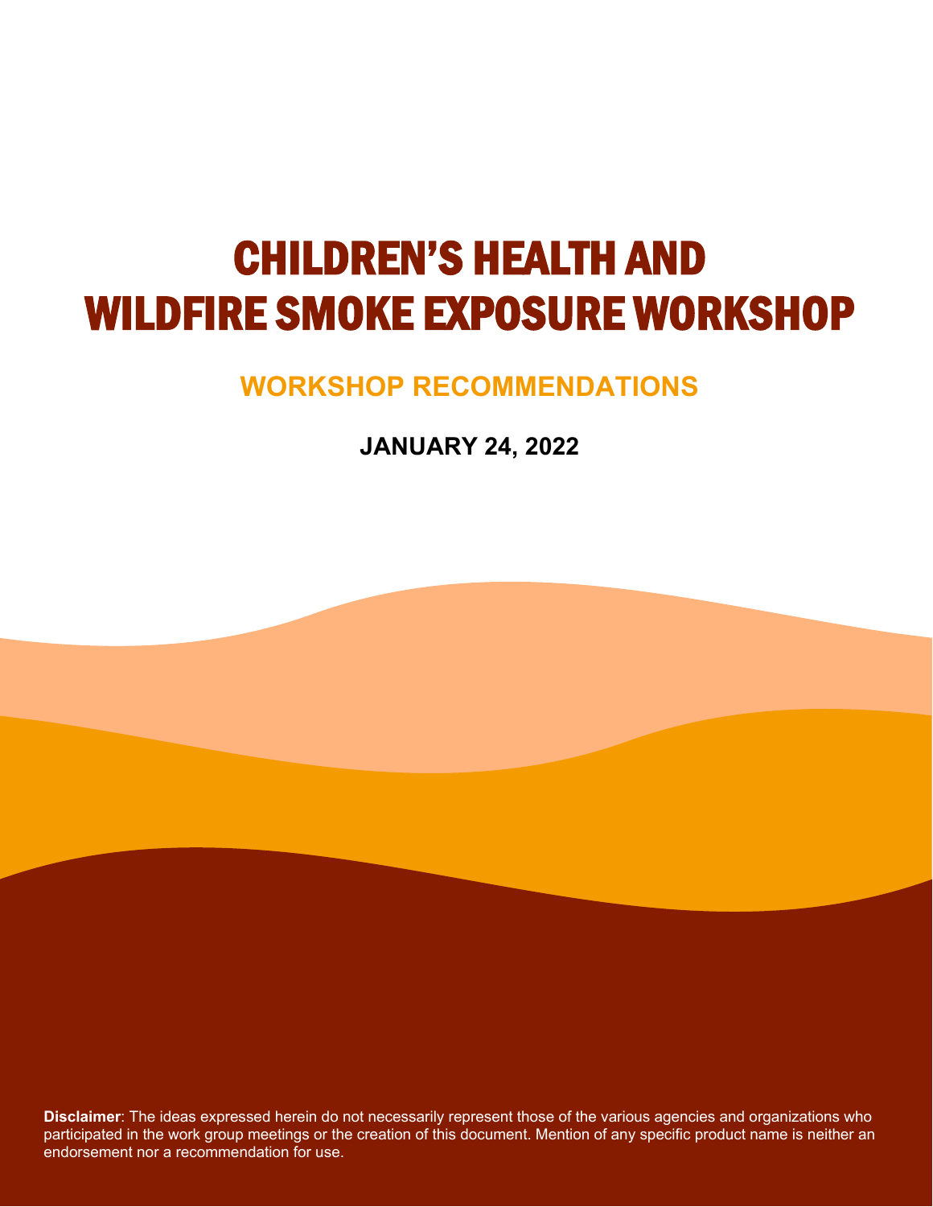# CHILDREN'S HEALTH AND WILDFIRE SMOKE EXPOSURE WORKSHOP

## WORKSHOP RECOMMENDATIONS

**JANUARY 24, 2022**

**Disclaimer**: The ideas expressed herein do not necessarily represent those of the various agencies and organizations who participated in the work group meetings or the creation of this document. Mention of any specific product name is neither an endorsement nor a recommendation for use.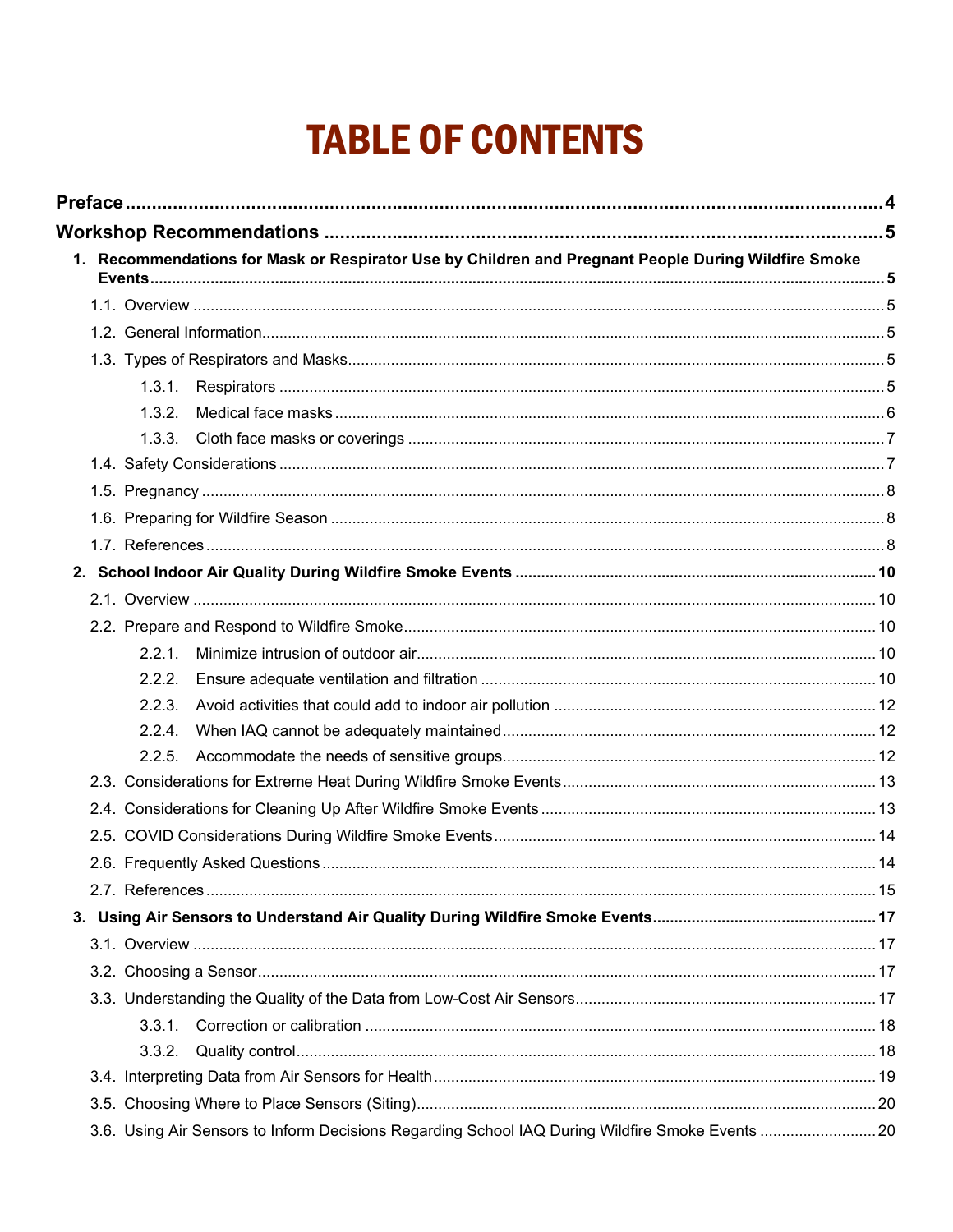# TABLE OF CONTENTS

**Preface** ..... 4

**Workshop Recommendations** ..... 5

- **1. Recommendations for Mask or Respirator Use by Children and Pregnant People During Wildfire Smoke Events** ..... 5
  - 1.1. Overview ..... 5
  - 1.2. General Information ..... 5
  - 1.3. Types of Respirators and Masks ..... 5
    - 1.3.1. Respirators ..... 5
    - 1.3.2. Medical face masks ..... 6
    - 1.3.3. Cloth face masks or coverings ..... 7
  - 1.4. Safety Considerations ..... 7
  - 1.5. Pregnancy ..... 8
  - 1.6. Preparing for Wildfire Season ..... 8
  - 1.7. References ..... 8
- **2. School Indoor Air Quality During Wildfire Smoke Events** ..... 10
  - 2.1. Overview ..... 10
  - 2.2. Prepare and Respond to Wildfire Smoke ..... 10
    - 2.2.1. Minimize intrusion of outdoor air ..... 10
    - 2.2.2. Ensure adequate ventilation and filtration ..... 10
    - 2.2.3. Avoid activities that could add to indoor air pollution ..... 12
    - 2.2.4. When IAQ cannot be adequately maintained ..... 12
    - 2.2.5. Accommodate the needs of sensitive groups ..... 12
  - 2.3. Considerations for Extreme Heat During Wildfire Smoke Events ..... 13
  - 2.4. Considerations for Cleaning Up After Wildfire Smoke Events ..... 13
  - 2.5. COVID Considerations During Wildfire Smoke Events ..... 14
  - 2.6. Frequently Asked Questions ..... 14
  - 2.7. References ..... 15
- **3. Using Air Sensors to Understand Air Quality During Wildfire Smoke Events** ..... 17
  - 3.1. Overview ..... 17
  - 3.2. Choosing a Sensor ..... 17
  - 3.3. Understanding the Quality of the Data from Low-Cost Air Sensors ..... 17
    - 3.3.1. Correction or calibration ..... 18
    - 3.3.2. Quality control ..... 18
  - 3.4. Interpreting Data from Air Sensors for Health ..... 19
  - 3.5. Choosing Where to Place Sensors (Siting) ..... 20
  - 3.6. Using Air Sensors to Inform Decisions Regarding School IAQ During Wildfire Smoke Events ..... 20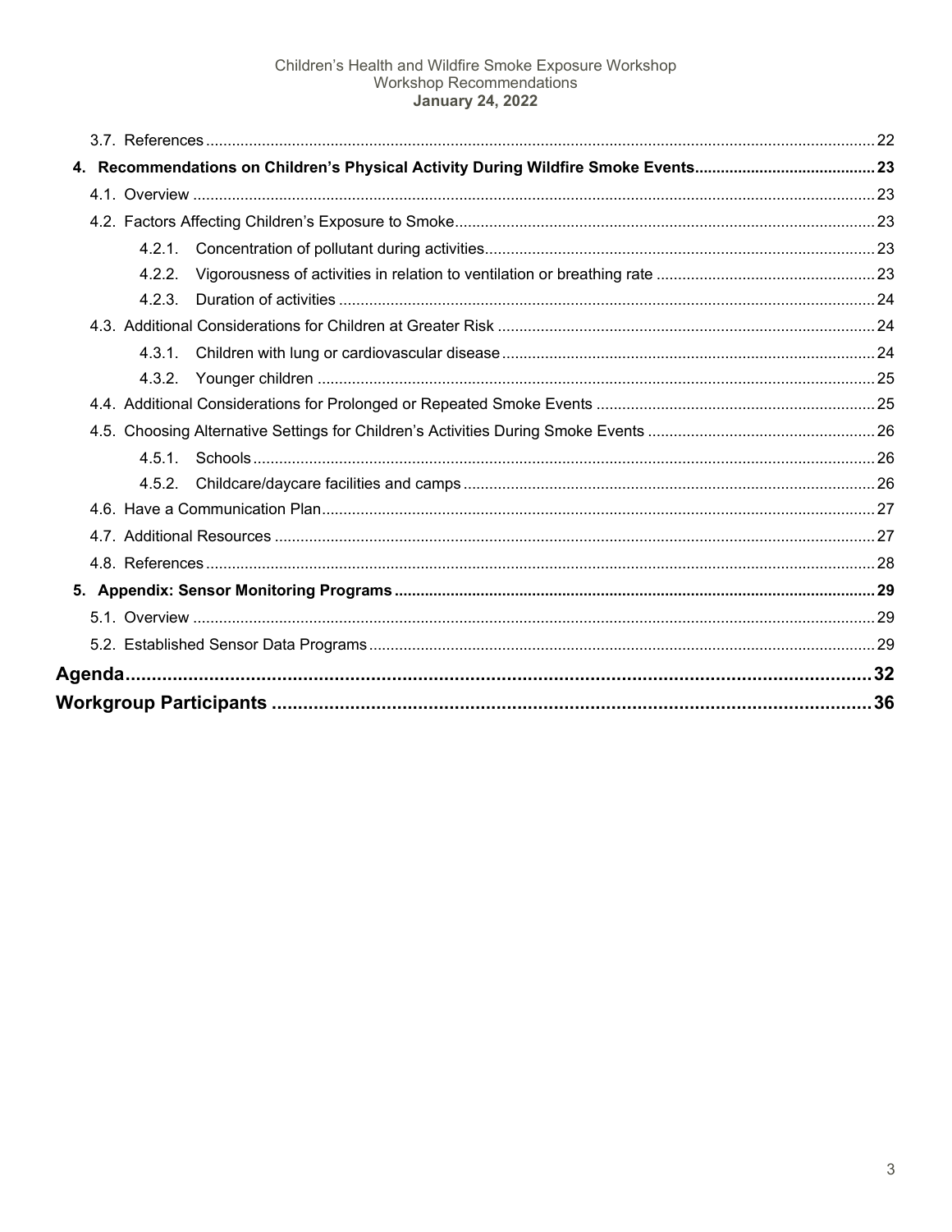- 3.7. References ... 22
- **4. Recommendations on Children's Physical Activity During Wildfire Smoke Events ... 23**
  - 4.1. Overview ... 23
  - 4.2. Factors Affecting Children's Exposure to Smoke ... 23
    - 4.2.1. Concentration of pollutant during activities ... 23
    - 4.2.2. Vigorousness of activities in relation to ventilation or breathing rate ... 23
    - 4.2.3. Duration of activities ... 24
  - 4.3. Additional Considerations for Children at Greater Risk ... 24
    - 4.3.1. Children with lung or cardiovascular disease ... 24
    - 4.3.2. Younger children ... 25
  - 4.4. Additional Considerations for Prolonged or Repeated Smoke Events ... 25
  - 4.5. Choosing Alternative Settings for Children's Activities During Smoke Events ... 26
    - 4.5.1. Schools ... 26
    - 4.5.2. Childcare/daycare facilities and camps ... 26
  - 4.6. Have a Communication Plan ... 27
  - 4.7. Additional Resources ... 27
  - 4.8. References ... 28
- **5. Appendix: Sensor Monitoring Programs ... 29**
  - 5.1. Overview ... 29
  - 5.2. Established Sensor Data Programs ... 29

**Agenda ... 32**

**Workgroup Participants ... 36**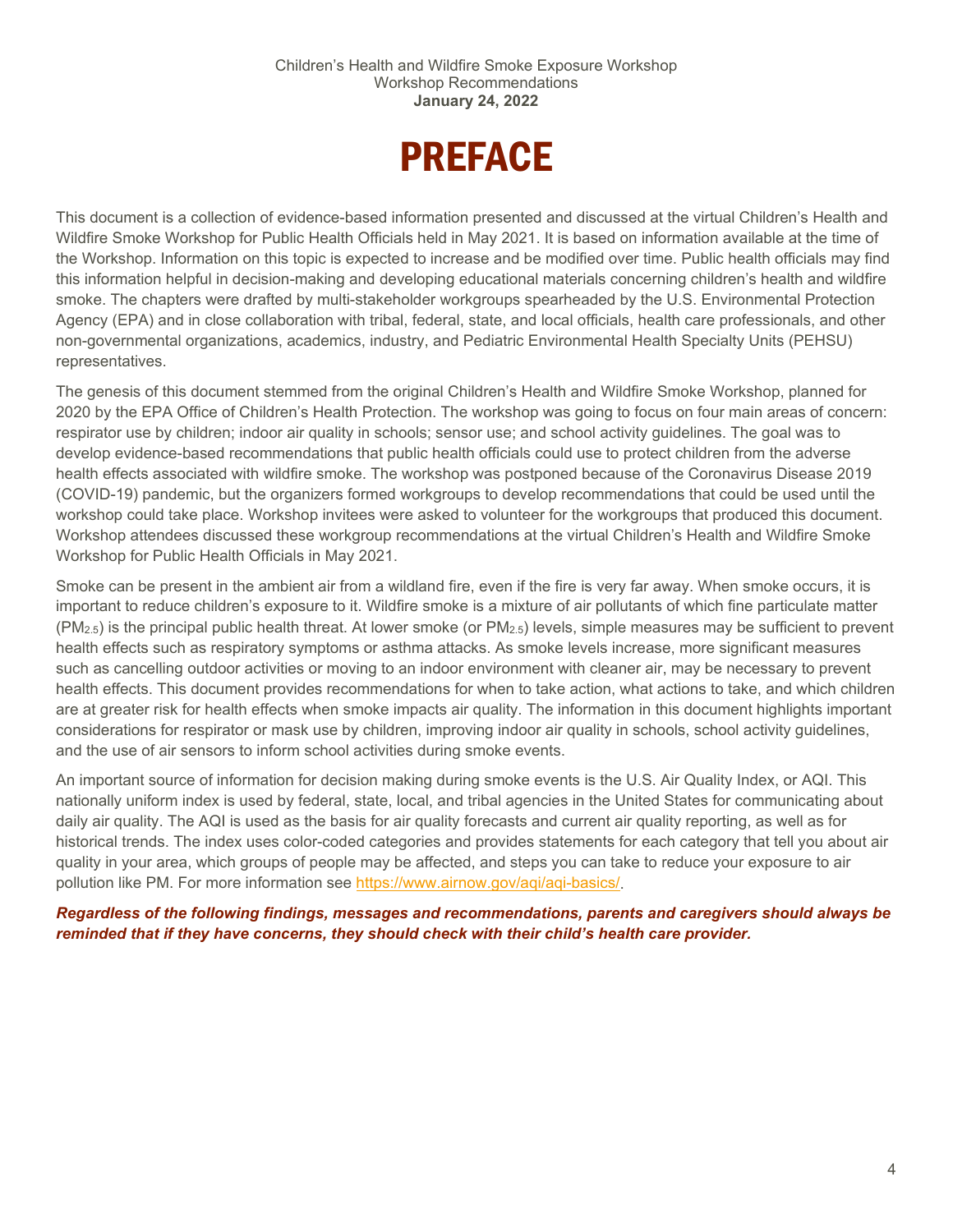# PREFACE

This document is a collection of evidence-based information presented and discussed at the virtual Children's Health and Wildfire Smoke Workshop for Public Health Officials held in May 2021. It is based on information available at the time of the Workshop. Information on this topic is expected to increase and be modified over time. Public health officials may find this information helpful in decision-making and developing educational materials concerning children's health and wildfire smoke. The chapters were drafted by multi-stakeholder workgroups spearheaded by the U.S. Environmental Protection Agency (EPA) and in close collaboration with tribal, federal, state, and local officials, health care professionals, and other non-governmental organizations, academics, industry, and Pediatric Environmental Health Specialty Units (PEHSU) representatives.

The genesis of this document stemmed from the original Children's Health and Wildfire Smoke Workshop, planned for 2020 by the EPA Office of Children's Health Protection. The workshop was going to focus on four main areas of concern: respirator use by children; indoor air quality in schools; sensor use; and school activity guidelines. The goal was to develop evidence-based recommendations that public health officials could use to protect children from the adverse health effects associated with wildfire smoke. The workshop was postponed because of the Coronavirus Disease 2019 (COVID-19) pandemic, but the organizers formed workgroups to develop recommendations that could be used until the workshop could take place. Workshop invitees were asked to volunteer for the workgroups that produced this document. Workshop attendees discussed these workgroup recommendations at the virtual Children's Health and Wildfire Smoke Workshop for Public Health Officials in May 2021.

Smoke can be present in the ambient air from a wildland fire, even if the fire is very far away. When smoke occurs, it is important to reduce children's exposure to it. Wildfire smoke is a mixture of air pollutants of which fine particulate matter ($PM_{2.5}$) is the principal public health threat. At lower smoke (or $PM_{2.5}$) levels, simple measures may be sufficient to prevent health effects such as respiratory symptoms or asthma attacks. As smoke levels increase, more significant measures such as cancelling outdoor activities or moving to an indoor environment with cleaner air, may be necessary to prevent health effects. This document provides recommendations for when to take action, what actions to take, and which children are at greater risk for health effects when smoke impacts air quality. The information in this document highlights important considerations for respirator or mask use by children, improving indoor air quality in schools, school activity guidelines, and the use of air sensors to inform school activities during smoke events.

An important source of information for decision making during smoke events is the U.S. Air Quality Index, or AQI. This nationally uniform index is used by federal, state, local, and tribal agencies in the United States for communicating about daily air quality. The AQI is used as the basis for air quality forecasts and current air quality reporting, as well as for historical trends. The index uses color-coded categories and provides statements for each category that tell you about air quality in your area, which groups of people may be affected, and steps you can take to reduce your exposure to air pollution like PM. For more information see https://www.airnow.gov/aqi/aqi-basics/.

***Regardless of the following findings, messages and recommendations, parents and caregivers should always be reminded that if they have concerns, they should check with their child's health care provider.***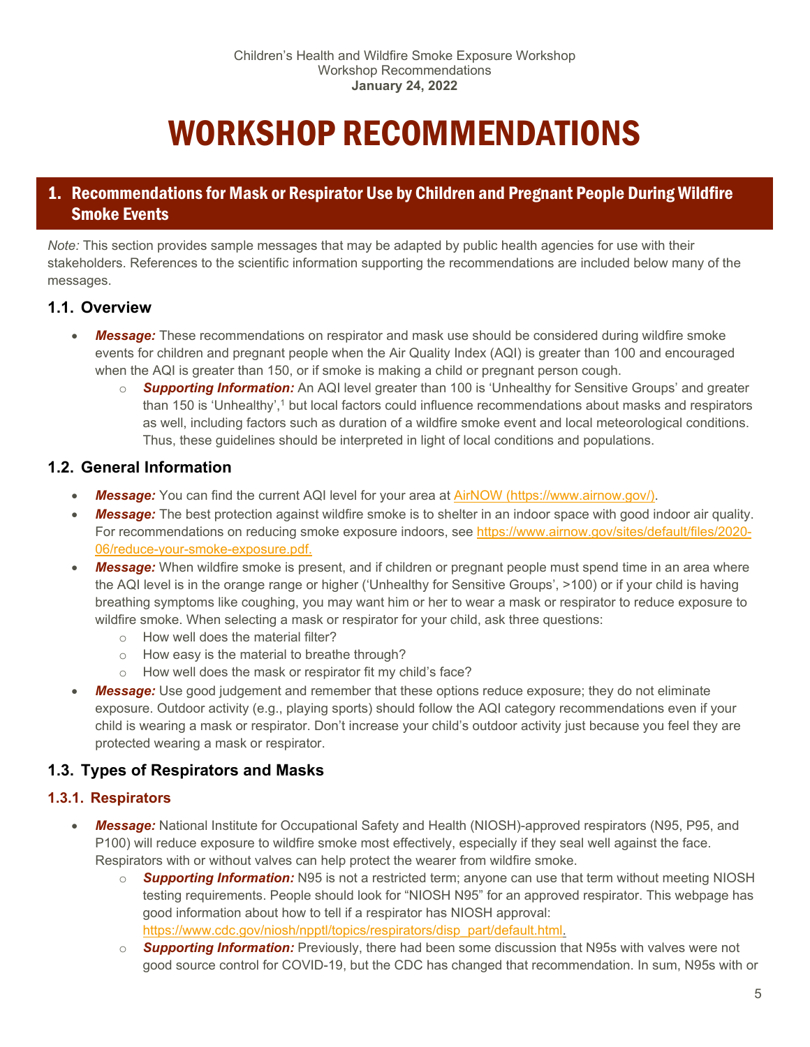# WORKSHOP RECOMMENDATIONS

## 1. Recommendations for Mask or Respirator Use by Children and Pregnant People During Wildfire Smoke Events

*Note:* This section provides sample messages that may be adapted by public health agencies for use with their stakeholders. References to the scientific information supporting the recommendations are included below many of the messages.

### 1.1. Overview

- ***Message:*** These recommendations on respirator and mask use should be considered during wildfire smoke events for children and pregnant people when the Air Quality Index (AQI) is greater than 100 and encouraged when the AQI is greater than 150, or if smoke is making a child or pregnant person cough.
  - ***Supporting Information:*** An AQI level greater than 100 is 'Unhealthy for Sensitive Groups' and greater than 150 is 'Unhealthy',[1] but local factors could influence recommendations about masks and respirators as well, including factors such as duration of a wildfire smoke event and local meteorological conditions. Thus, these guidelines should be interpreted in light of local conditions and populations.

### 1.2. General Information

- ***Message:*** You can find the current AQI level for your area at AirNOW (https://www.airnow.gov/).
- ***Message:*** The best protection against wildfire smoke is to shelter in an indoor space with good indoor air quality. For recommendations on reducing smoke exposure indoors, see https://www.airnow.gov/sites/default/files/2020-06/reduce-your-smoke-exposure.pdf.
- ***Message:*** When wildfire smoke is present, and if children or pregnant people must spend time in an area where the AQI level is in the orange range or higher ('Unhealthy for Sensitive Groups', >100) or if your child is having breathing symptoms like coughing, you may want him or her to wear a mask or respirator to reduce exposure to wildfire smoke. When selecting a mask or respirator for your child, ask three questions:
  - How well does the material filter?
  - How easy is the material to breathe through?
  - How well does the mask or respirator fit my child's face?
- ***Message:*** Use good judgement and remember that these options reduce exposure; they do not eliminate exposure. Outdoor activity (e.g., playing sports) should follow the AQI category recommendations even if your child is wearing a mask or respirator. Don't increase your child's outdoor activity just because you feel they are protected wearing a mask or respirator.

### 1.3. Types of Respirators and Masks

#### 1.3.1. Respirators

- ***Message:*** National Institute for Occupational Safety and Health (NIOSH)-approved respirators (N95, P95, and P100) will reduce exposure to wildfire smoke most effectively, especially if they seal well against the face. Respirators with or without valves can help protect the wearer from wildfire smoke.
  - ***Supporting Information:*** N95 is not a restricted term; anyone can use that term without meeting NIOSH testing requirements. People should look for "NIOSH N95" for an approved respirator. This webpage has good information about how to tell if a respirator has NIOSH approval: https://www.cdc.gov/niosh/npptl/topics/respirators/disp_part/default.html.
  - ***Supporting Information:*** Previously, there had been some discussion that N95s with valves were not good source control for COVID-19, but the CDC has changed that recommendation. In sum, N95s with or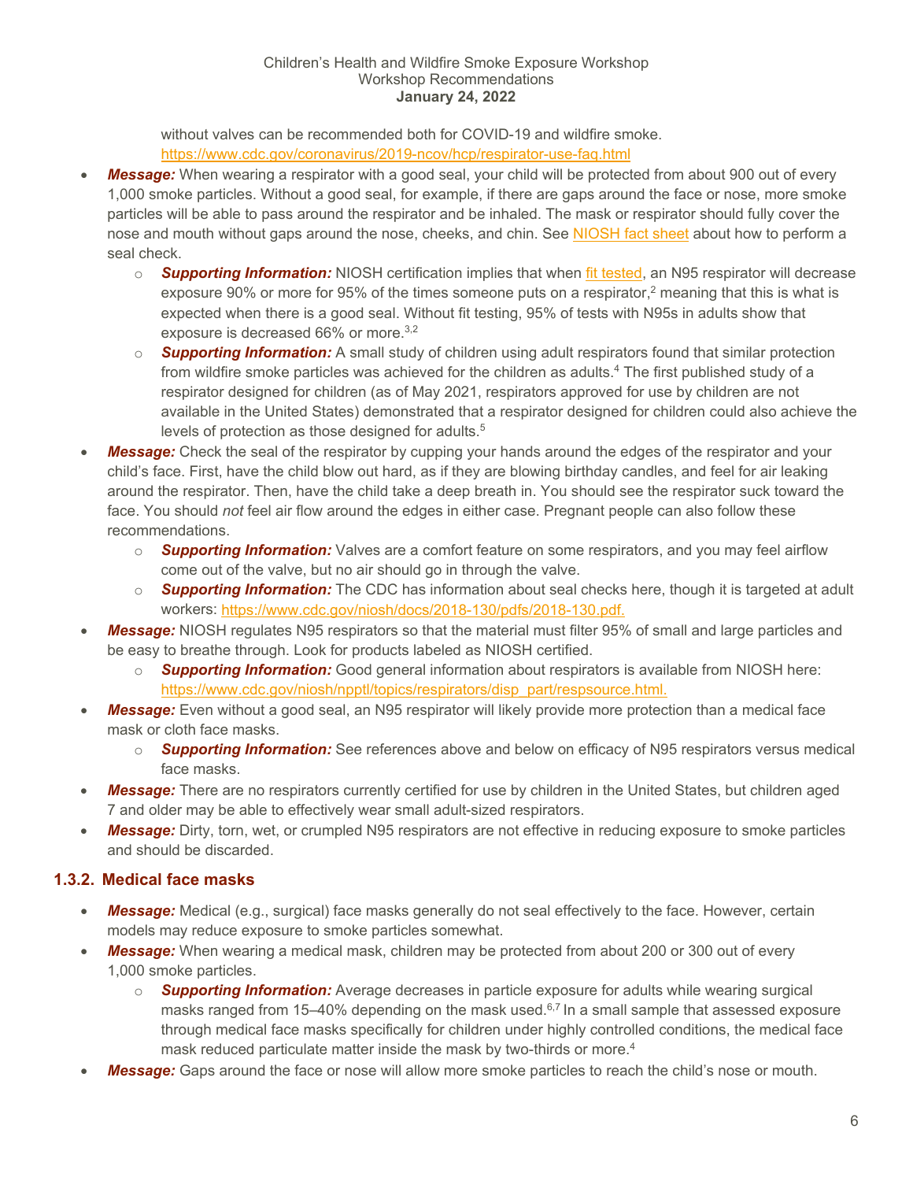without valves can be recommended both for COVID-19 and wildfire smoke. https://www.cdc.gov/coronavirus/2019-ncov/hcp/respirator-use-faq.html

- ***Message:*** When wearing a respirator with a good seal, your child will be protected from about 900 out of every 1,000 smoke particles. Without a good seal, for example, if there are gaps around the face or nose, more smoke particles will be able to pass around the respirator and be inhaled. The mask or respirator should fully cover the nose and mouth without gaps around the nose, cheeks, and chin. See NIOSH fact sheet about how to perform a seal check.
  - ***Supporting Information:*** NIOSH certification implies that when fit tested, an N95 respirator will decrease exposure 90% or more for 95% of the times someone puts on a respirator,[2] meaning that this is what is expected when there is a good seal. Without fit testing, 95% of tests with N95s in adults show that exposure is decreased 66% or more.[3,2]
  - ***Supporting Information:*** A small study of children using adult respirators found that similar protection from wildfire smoke particles was achieved for the children as adults.[4] The first published study of a respirator designed for children (as of May 2021, respirators approved for use by children are not available in the United States) demonstrated that a respirator designed for children could also achieve the levels of protection as those designed for adults.[5]
- ***Message:*** Check the seal of the respirator by cupping your hands around the edges of the respirator and your child's face. First, have the child blow out hard, as if they are blowing birthday candles, and feel for air leaking around the respirator. Then, have the child take a deep breath in. You should see the respirator suck toward the face. You should *not* feel air flow around the edges in either case. Pregnant people can also follow these recommendations.
  - ***Supporting Information:*** Valves are a comfort feature on some respirators, and you may feel airflow come out of the valve, but no air should go in through the valve.
  - ***Supporting Information:*** The CDC has information about seal checks here, though it is targeted at adult workers: https://www.cdc.gov/niosh/docs/2018-130/pdfs/2018-130.pdf.
- ***Message:*** NIOSH regulates N95 respirators so that the material must filter 95% of small and large particles and be easy to breathe through. Look for products labeled as NIOSH certified.
  - ***Supporting Information:*** Good general information about respirators is available from NIOSH here: https://www.cdc.gov/niosh/npptl/topics/respirators/disp_part/respsource.html.
- ***Message:*** Even without a good seal, an N95 respirator will likely provide more protection than a medical face mask or cloth face masks.
  - ***Supporting Information:*** See references above and below on efficacy of N95 respirators versus medical face masks.
- ***Message:*** There are no respirators currently certified for use by children in the United States, but children aged 7 and older may be able to effectively wear small adult-sized respirators.
- ***Message:*** Dirty, torn, wet, or crumpled N95 respirators are not effective in reducing exposure to smoke particles and should be discarded.

### 1.3.2. Medical face masks

- ***Message:*** Medical (e.g., surgical) face masks generally do not seal effectively to the face. However, certain models may reduce exposure to smoke particles somewhat.
- ***Message:*** When wearing a medical mask, children may be protected from about 200 or 300 out of every 1,000 smoke particles.
  - ***Supporting Information:*** Average decreases in particle exposure for adults while wearing surgical masks ranged from 15–40% depending on the mask used.[6,7] In a small sample that assessed exposure through medical face masks specifically for children under highly controlled conditions, the medical face mask reduced particulate matter inside the mask by two-thirds or more.[4]
- ***Message:*** Gaps around the face or nose will allow more smoke particles to reach the child's nose or mouth.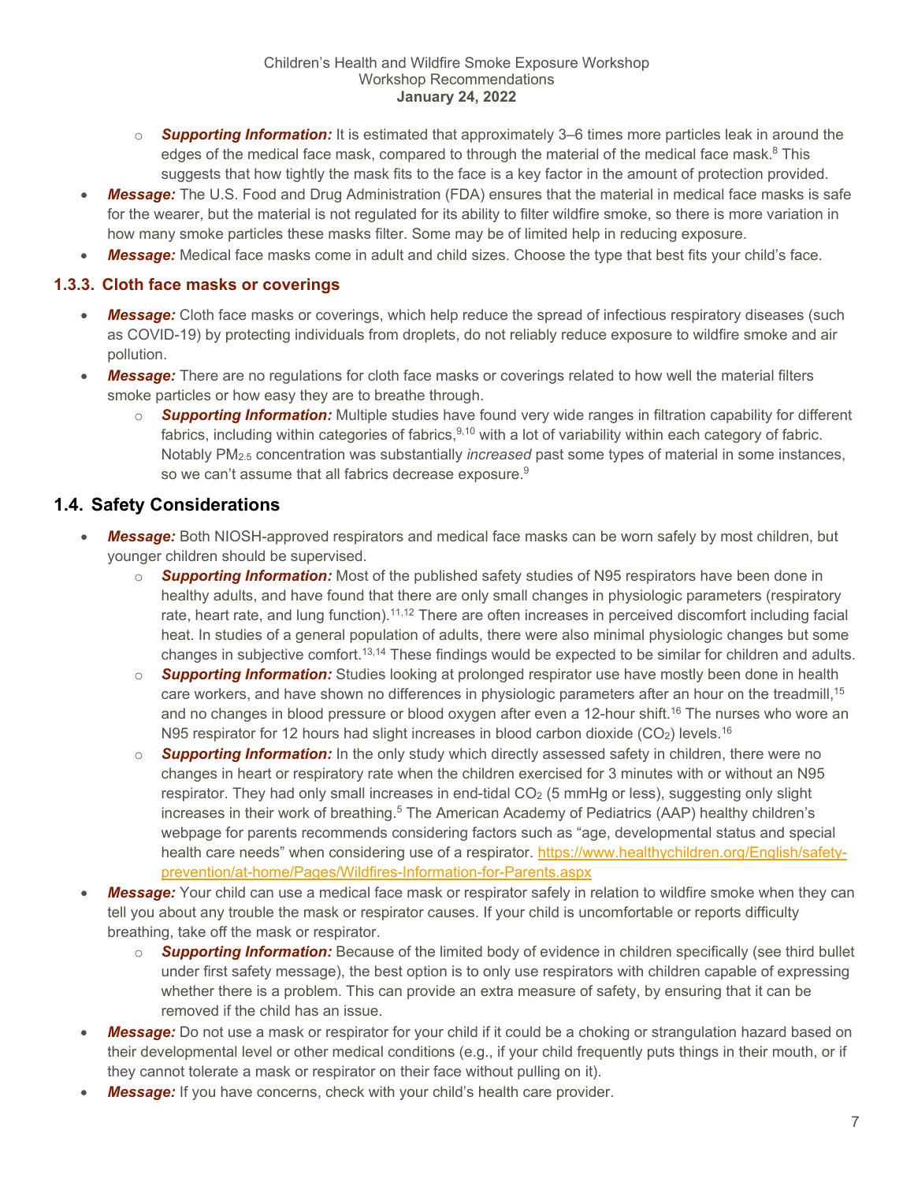- ***Supporting Information:*** It is estimated that approximately 3–6 times more particles leak in around the edges of the medical face mask, compared to through the material of the medical face mask.[8] This suggests that how tightly the mask fits to the face is a key factor in the amount of protection provided.

- ***Message:*** The U.S. Food and Drug Administration (FDA) ensures that the material in medical face masks is safe for the wearer, but the material is not regulated for its ability to filter wildfire smoke, so there is more variation in how many smoke particles these masks filter. Some may be of limited help in reducing exposure.
- ***Message:*** Medical face masks come in adult and child sizes. Choose the type that best fits your child's face.

### 1.3.3. Cloth face masks or coverings

- ***Message:*** Cloth face masks or coverings, which help reduce the spread of infectious respiratory diseases (such as COVID-19) by protecting individuals from droplets, do not reliably reduce exposure to wildfire smoke and air pollution.
- ***Message:*** There are no regulations for cloth face masks or coverings related to how well the material filters smoke particles or how easy they are to breathe through.
  - ***Supporting Information:*** Multiple studies have found very wide ranges in filtration capability for different fabrics, including within categories of fabrics,[9,10] with a lot of variability within each category of fabric. Notably $PM_{2.5}$ concentration was substantially *increased* past some types of material in some instances, so we can't assume that all fabrics decrease exposure.[9]

## 1.4. Safety Considerations

- ***Message:*** Both NIOSH-approved respirators and medical face masks can be worn safely by most children, but younger children should be supervised.
  - ***Supporting Information:*** Most of the published safety studies of N95 respirators have been done in healthy adults, and have found that there are only small changes in physiologic parameters (respiratory rate, heart rate, and lung function).[11,12] There are often increases in perceived discomfort including facial heat. In studies of a general population of adults, there were also minimal physiologic changes but some changes in subjective comfort.[13,14] These findings would be expected to be similar for children and adults.
  - ***Supporting Information:*** Studies looking at prolonged respirator use have mostly been done in health care workers, and have shown no differences in physiologic parameters after an hour on the treadmill,[15] and no changes in blood pressure or blood oxygen after even a 12-hour shift.[16] The nurses who wore an N95 respirator for 12 hours had slight increases in blood carbon dioxide ($CO_2$) levels.[16]
  - ***Supporting Information:*** In the only study which directly assessed safety in children, there were no changes in heart or respiratory rate when the children exercised for 3 minutes with or without an N95 respirator. They had only small increases in end-tidal $CO_2$ (5 mmHg or less), suggesting only slight increases in their work of breathing.[5] The American Academy of Pediatrics (AAP) healthy children's webpage for parents recommends considering factors such as "age, developmental status and special health care needs" when considering use of a respirator. https://www.healthychildren.org/English/safety-prevention/at-home/Pages/Wildfires-Information-for-Parents.aspx
- ***Message:*** Your child can use a medical face mask or respirator safely in relation to wildfire smoke when they can tell you about any trouble the mask or respirator causes. If your child is uncomfortable or reports difficulty breathing, take off the mask or respirator.
  - ***Supporting Information:*** Because of the limited body of evidence in children specifically (see third bullet under first safety message), the best option is to only use respirators with children capable of expressing whether there is a problem. This can provide an extra measure of safety, by ensuring that it can be removed if the child has an issue.
- ***Message:*** Do not use a mask or respirator for your child if it could be a choking or strangulation hazard based on their developmental level or other medical conditions (e.g., if your child frequently puts things in their mouth, or if they cannot tolerate a mask or respirator on their face without pulling on it).
- ***Message:*** If you have concerns, check with your child's health care provider.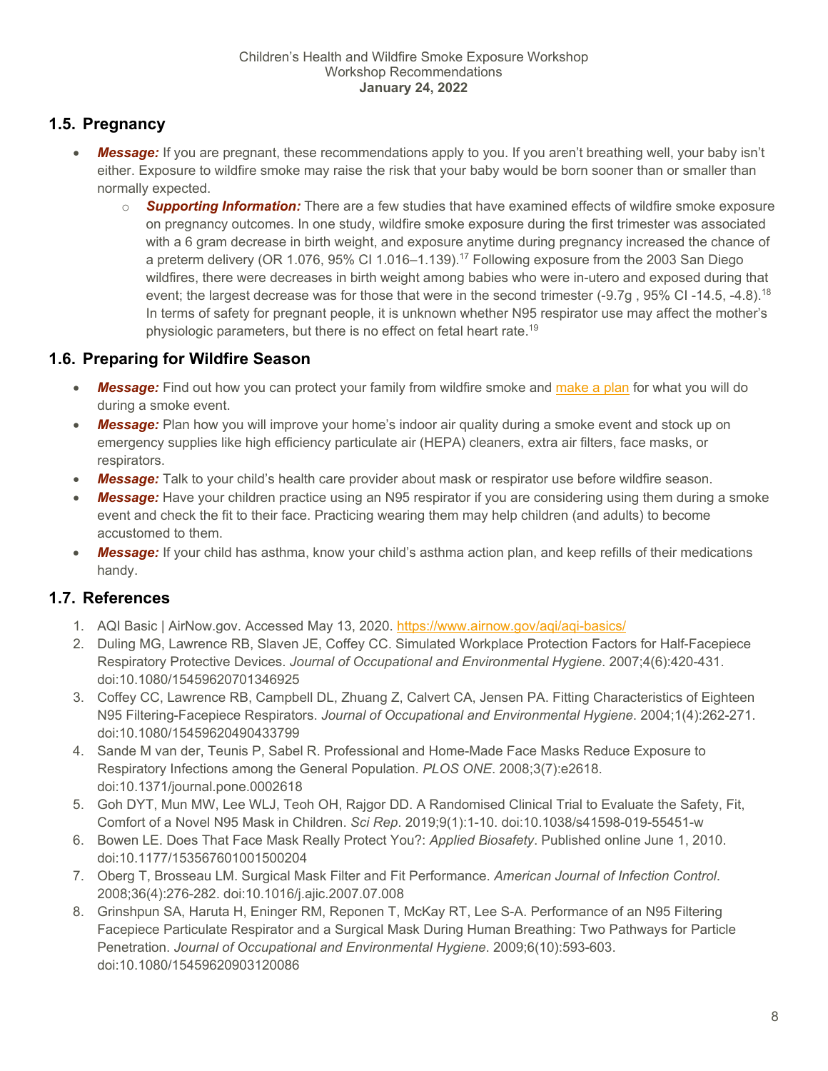## 1.5. Pregnancy

- ***Message:*** If you are pregnant, these recommendations apply to you. If you aren't breathing well, your baby isn't either. Exposure to wildfire smoke may raise the risk that your baby would be born sooner than or smaller than normally expected.
  - ***Supporting Information:*** There are a few studies that have examined effects of wildfire smoke exposure on pregnancy outcomes. In one study, wildfire smoke exposure during the first trimester was associated with a 6 gram decrease in birth weight, and exposure anytime during pregnancy increased the chance of a preterm delivery (OR 1.076, 95% CI 1.016–1.139).[17] Following exposure from the 2003 San Diego wildfires, there were decreases in birth weight among babies who were in-utero and exposed during that event; the largest decrease was for those that were in the second trimester (-9.7g , 95% CI -14.5, -4.8).[18] In terms of safety for pregnant people, it is unknown whether N95 respirator use may affect the mother's physiologic parameters, but there is no effect on fetal heart rate.[19]

## 1.6. Preparing for Wildfire Season

- ***Message:*** Find out how you can protect your family from wildfire smoke and make a plan for what you will do during a smoke event.
- ***Message:*** Plan how you will improve your home's indoor air quality during a smoke event and stock up on emergency supplies like high efficiency particulate air (HEPA) cleaners, extra air filters, face masks, or respirators.
- ***Message:*** Talk to your child's health care provider about mask or respirator use before wildfire season.
- ***Message:*** Have your children practice using an N95 respirator if you are considering using them during a smoke event and check the fit to their face. Practicing wearing them may help children (and adults) to become accustomed to them.
- ***Message:*** If your child has asthma, know your child's asthma action plan, and keep refills of their medications handy.

## 1.7. References

1. AQI Basic | AirNow.gov. Accessed May 13, 2020. https://www.airnow.gov/aqi/aqi-basics/
2. Duling MG, Lawrence RB, Slaven JE, Coffey CC. Simulated Workplace Protection Factors for Half-Facepiece Respiratory Protective Devices. *Journal of Occupational and Environmental Hygiene*. 2007;4(6):420-431. doi:10.1080/15459620701346925
3. Coffey CC, Lawrence RB, Campbell DL, Zhuang Z, Calvert CA, Jensen PA. Fitting Characteristics of Eighteen N95 Filtering-Facepiece Respirators. *Journal of Occupational and Environmental Hygiene*. 2004;1(4):262-271. doi:10.1080/15459620490433799
4. Sande M van der, Teunis P, Sabel R. Professional and Home-Made Face Masks Reduce Exposure to Respiratory Infections among the General Population. *PLOS ONE*. 2008;3(7):e2618. doi:10.1371/journal.pone.0002618
5. Goh DYT, Mun MW, Lee WLJ, Teoh OH, Rajgor DD. A Randomised Clinical Trial to Evaluate the Safety, Fit, Comfort of a Novel N95 Mask in Children. *Sci Rep*. 2019;9(1):1-10. doi:10.1038/s41598-019-55451-w
6. Bowen LE. Does That Face Mask Really Protect You?: *Applied Biosafety*. Published online June 1, 2010. doi:10.1177/153567601001500204
7. Oberg T, Brosseau LM. Surgical Mask Filter and Fit Performance. *American Journal of Infection Control*. 2008;36(4):276-282. doi:10.1016/j.ajic.2007.07.008
8. Grinshpun SA, Haruta H, Eninger RM, Reponen T, McKay RT, Lee S-A. Performance of an N95 Filtering Facepiece Particulate Respirator and a Surgical Mask During Human Breathing: Two Pathways for Particle Penetration. *Journal of Occupational and Environmental Hygiene*. 2009;6(10):593-603. doi:10.1080/15459620903120086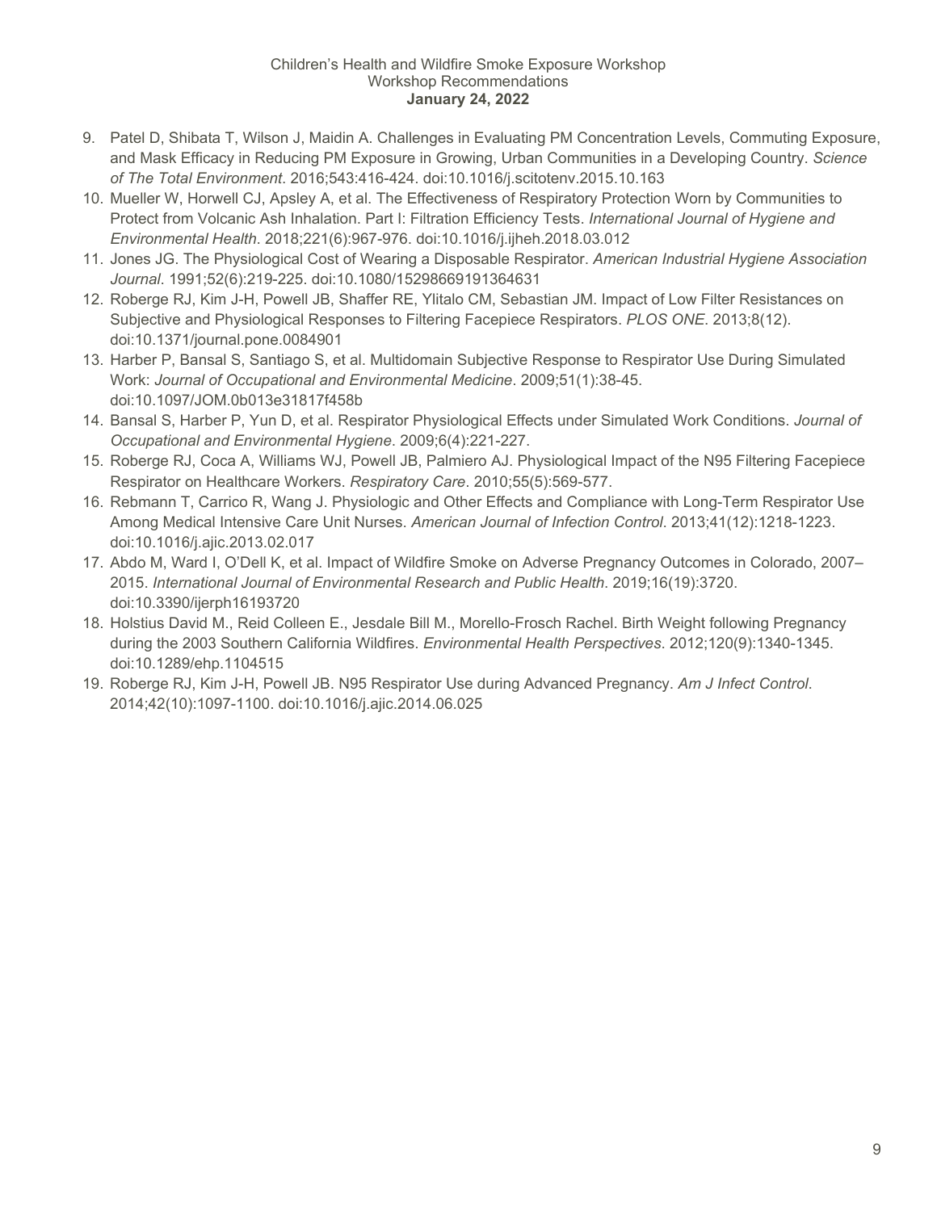9. Patel D, Shibata T, Wilson J, Maidin A. Challenges in Evaluating PM Concentration Levels, Commuting Exposure, and Mask Efficacy in Reducing PM Exposure in Growing, Urban Communities in a Developing Country. *Science of The Total Environment*. 2016;543:416-424. doi:10.1016/j.scitotenv.2015.10.163
10. Mueller W, Horwell CJ, Apsley A, et al. The Effectiveness of Respiratory Protection Worn by Communities to Protect from Volcanic Ash Inhalation. Part I: Filtration Efficiency Tests. *International Journal of Hygiene and Environmental Health*. 2018;221(6):967-976. doi:10.1016/j.ijheh.2018.03.012
11. Jones JG. The Physiological Cost of Wearing a Disposable Respirator. *American Industrial Hygiene Association Journal*. 1991;52(6):219-225. doi:10.1080/15298669191364631
12. Roberge RJ, Kim J-H, Powell JB, Shaffer RE, Ylitalo CM, Sebastian JM. Impact of Low Filter Resistances on Subjective and Physiological Responses to Filtering Facepiece Respirators. *PLOS ONE*. 2013;8(12). doi:10.1371/journal.pone.0084901
13. Harber P, Bansal S, Santiago S, et al. Multidomain Subjective Response to Respirator Use During Simulated Work: *Journal of Occupational and Environmental Medicine*. 2009;51(1):38-45. doi:10.1097/JOM.0b013e31817f458b
14. Bansal S, Harber P, Yun D, et al. Respirator Physiological Effects under Simulated Work Conditions. *Journal of Occupational and Environmental Hygiene*. 2009;6(4):221-227.
15. Roberge RJ, Coca A, Williams WJ, Powell JB, Palmiero AJ. Physiological Impact of the N95 Filtering Facepiece Respirator on Healthcare Workers. *Respiratory Care*. 2010;55(5):569-577.
16. Rebmann T, Carrico R, Wang J. Physiologic and Other Effects and Compliance with Long-Term Respirator Use Among Medical Intensive Care Unit Nurses. *American Journal of Infection Control*. 2013;41(12):1218-1223. doi:10.1016/j.ajic.2013.02.017
17. Abdo M, Ward I, O'Dell K, et al. Impact of Wildfire Smoke on Adverse Pregnancy Outcomes in Colorado, 2007–2015. *International Journal of Environmental Research and Public Health*. 2019;16(19):3720. doi:10.3390/ijerph16193720
18. Holstius David M., Reid Colleen E., Jesdale Bill M., Morello-Frosch Rachel. Birth Weight following Pregnancy during the 2003 Southern California Wildfires. *Environmental Health Perspectives*. 2012;120(9):1340-1345. doi:10.1289/ehp.1104515
19. Roberge RJ, Kim J-H, Powell JB. N95 Respirator Use during Advanced Pregnancy. *Am J Infect Control*. 2014;42(10):1097-1100. doi:10.1016/j.ajic.2014.06.025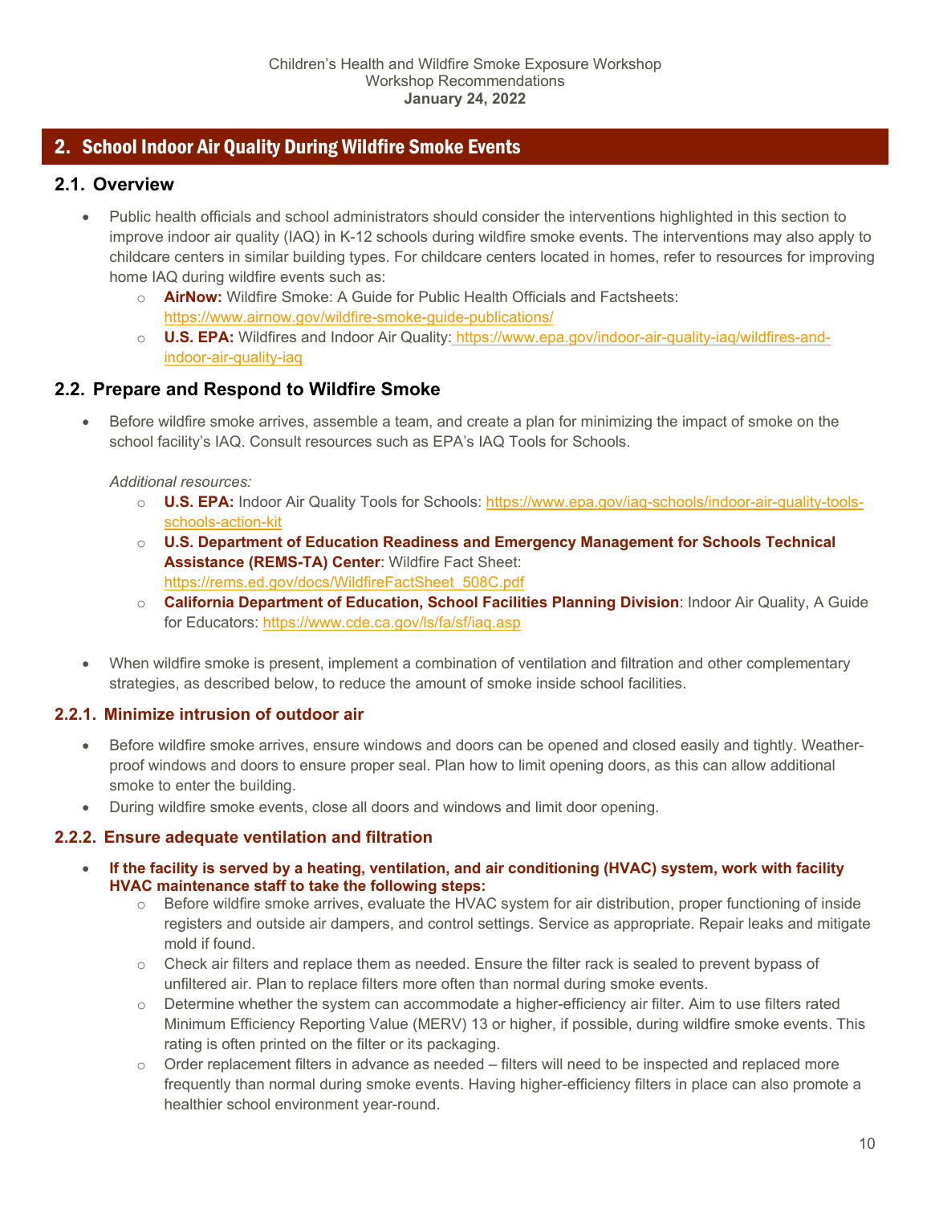## 2. School Indoor Air Quality During Wildfire Smoke Events

### 2.1. Overview

- Public health officials and school administrators should consider the interventions highlighted in this section to improve indoor air quality (IAQ) in K-12 schools during wildfire smoke events. The interventions may also apply to childcare centers in similar building types. For childcare centers located in homes, refer to resources for improving home IAQ during wildfire events such as:
  - **AirNow:** Wildfire Smoke: A Guide for Public Health Officials and Factsheets: https://www.airnow.gov/wildfire-smoke-guide-publications/
  - **U.S. EPA:** Wildfires and Indoor Air Quality: https://www.epa.gov/indoor-air-quality-iaq/wildfires-and-indoor-air-quality-iaq

### 2.2. Prepare and Respond to Wildfire Smoke

- Before wildfire smoke arrives, assemble a team, and create a plan for minimizing the impact of smoke on the school facility's IAQ. Consult resources such as EPA's IAQ Tools for Schools.

  *Additional resources:*
  - **U.S. EPA:** Indoor Air Quality Tools for Schools: https://www.epa.gov/iaq-schools/indoor-air-quality-tools-schools-action-kit
  - **U.S. Department of Education Readiness and Emergency Management for Schools Technical Assistance (REMS-TA) Center**: Wildfire Fact Sheet: https://rems.ed.gov/docs/WildfireFactSheet_508C.pdf
  - **California Department of Education, School Facilities Planning Division**: Indoor Air Quality, A Guide for Educators: https://www.cde.ca.gov/ls/fa/sf/iaq.asp

- When wildfire smoke is present, implement a combination of ventilation and filtration and other complementary strategies, as described below, to reduce the amount of smoke inside school facilities.

#### 2.2.1. Minimize intrusion of outdoor air

- Before wildfire smoke arrives, ensure windows and doors can be opened and closed easily and tightly. Weather-proof windows and doors to ensure proper seal. Plan how to limit opening doors, as this can allow additional smoke to enter the building.
- During wildfire smoke events, close all doors and windows and limit door opening.

#### 2.2.2. Ensure adequate ventilation and filtration

- **If the facility is served by a heating, ventilation, and air conditioning (HVAC) system, work with facility HVAC maintenance staff to take the following steps:**
  - Before wildfire smoke arrives, evaluate the HVAC system for air distribution, proper functioning of inside registers and outside air dampers, and control settings. Service as appropriate. Repair leaks and mitigate mold if found.
  - Check air filters and replace them as needed. Ensure the filter rack is sealed to prevent bypass of unfiltered air. Plan to replace filters more often than normal during smoke events.
  - Determine whether the system can accommodate a higher-efficiency air filter. Aim to use filters rated Minimum Efficiency Reporting Value (MERV) 13 or higher, if possible, during wildfire smoke events. This rating is often printed on the filter or its packaging.
  - Order replacement filters in advance as needed – filters will need to be inspected and replaced more frequently than normal during smoke events. Having higher-efficiency filters in place can also promote a healthier school environment year-round.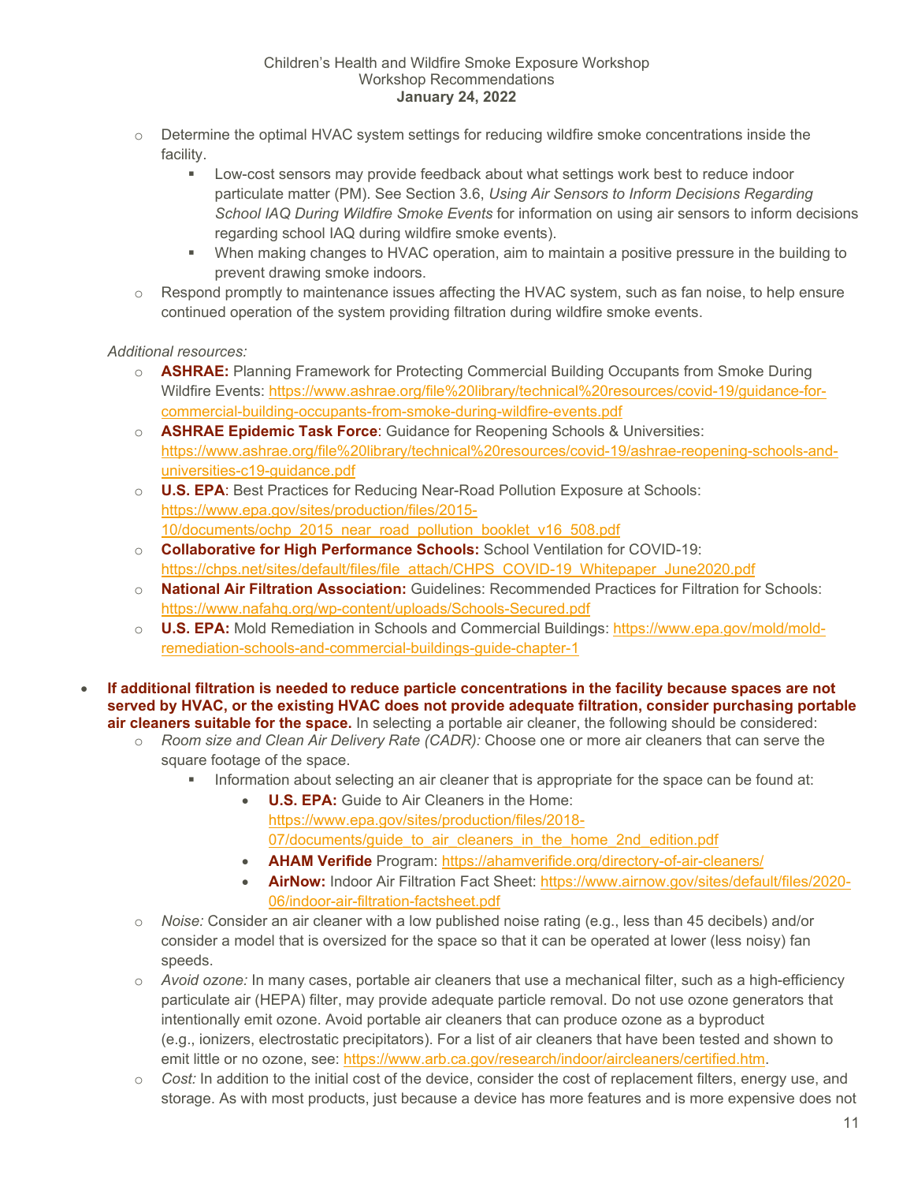- Determine the optimal HVAC system settings for reducing wildfire smoke concentrations inside the facility.
  - Low-cost sensors may provide feedback about what settings work best to reduce indoor particulate matter (PM). See Section 3.6, *Using Air Sensors to Inform Decisions Regarding School IAQ During Wildfire Smoke Events* for information on using air sensors to inform decisions regarding school IAQ during wildfire smoke events).
  - When making changes to HVAC operation, aim to maintain a positive pressure in the building to prevent drawing smoke indoors.
- Respond promptly to maintenance issues affecting the HVAC system, such as fan noise, to help ensure continued operation of the system providing filtration during wildfire smoke events.

*Additional resources:*

- **ASHRAE:** Planning Framework for Protecting Commercial Building Occupants from Smoke During Wildfire Events: https://www.ashrae.org/file%20library/technical%20resources/covid-19/guidance-for-commercial-building-occupants-from-smoke-during-wildfire-events.pdf
- **ASHRAE Epidemic Task Force**: Guidance for Reopening Schools & Universities: https://www.ashrae.org/file%20library/technical%20resources/covid-19/ashrae-reopening-schools-and-universities-c19-guidance.pdf
- **U.S. EPA**: Best Practices for Reducing Near-Road Pollution Exposure at Schools: https://www.epa.gov/sites/production/files/2015-10/documents/ochp_2015_near_road_pollution_booklet_v16_508.pdf
- **Collaborative for High Performance Schools:** School Ventilation for COVID-19: https://chps.net/sites/default/files/file_attach/CHPS_COVID-19_Whitepaper_June2020.pdf
- **National Air Filtration Association:** Guidelines: Recommended Practices for Filtration for Schools: https://www.nafahq.org/wp-content/uploads/Schools-Secured.pdf
- **U.S. EPA:** Mold Remediation in Schools and Commercial Buildings: https://www.epa.gov/mold/mold-remediation-schools-and-commercial-buildings-guide-chapter-1

- **If additional filtration is needed to reduce particle concentrations in the facility because spaces are not served by HVAC, or the existing HVAC does not provide adequate filtration, consider purchasing portable air cleaners suitable for the space.** In selecting a portable air cleaner, the following should be considered:
  - *Room size and Clean Air Delivery Rate (CADR):* Choose one or more air cleaners that can serve the square footage of the space.
    - Information about selecting an air cleaner that is appropriate for the space can be found at:
      - **U.S. EPA:** Guide to Air Cleaners in the Home: https://www.epa.gov/sites/production/files/2018-07/documents/guide_to_air_cleaners_in_the_home_2nd_edition.pdf
      - **AHAM Verifide** Program: https://ahamverifide.org/directory-of-air-cleaners/
      - **AirNow:** Indoor Air Filtration Fact Sheet: https://www.airnow.gov/sites/default/files/2020-06/indoor-air-filtration-factsheet.pdf
  - *Noise:* Consider an air cleaner with a low published noise rating (e.g., less than 45 decibels) and/or consider a model that is oversized for the space so that it can be operated at lower (less noisy) fan speeds.
  - *Avoid ozone:* In many cases, portable air cleaners that use a mechanical filter, such as a high-efficiency particulate air (HEPA) filter, may provide adequate particle removal. Do not use ozone generators that intentionally emit ozone. Avoid portable air cleaners that can produce ozone as a byproduct (e.g., ionizers, electrostatic precipitators). For a list of air cleaners that have been tested and shown to emit little or no ozone, see: https://www.arb.ca.gov/research/indoor/aircleaners/certified.htm.
  - *Cost:* In addition to the initial cost of the device, consider the cost of replacement filters, energy use, and storage. As with most products, just because a device has more features and is more expensive does not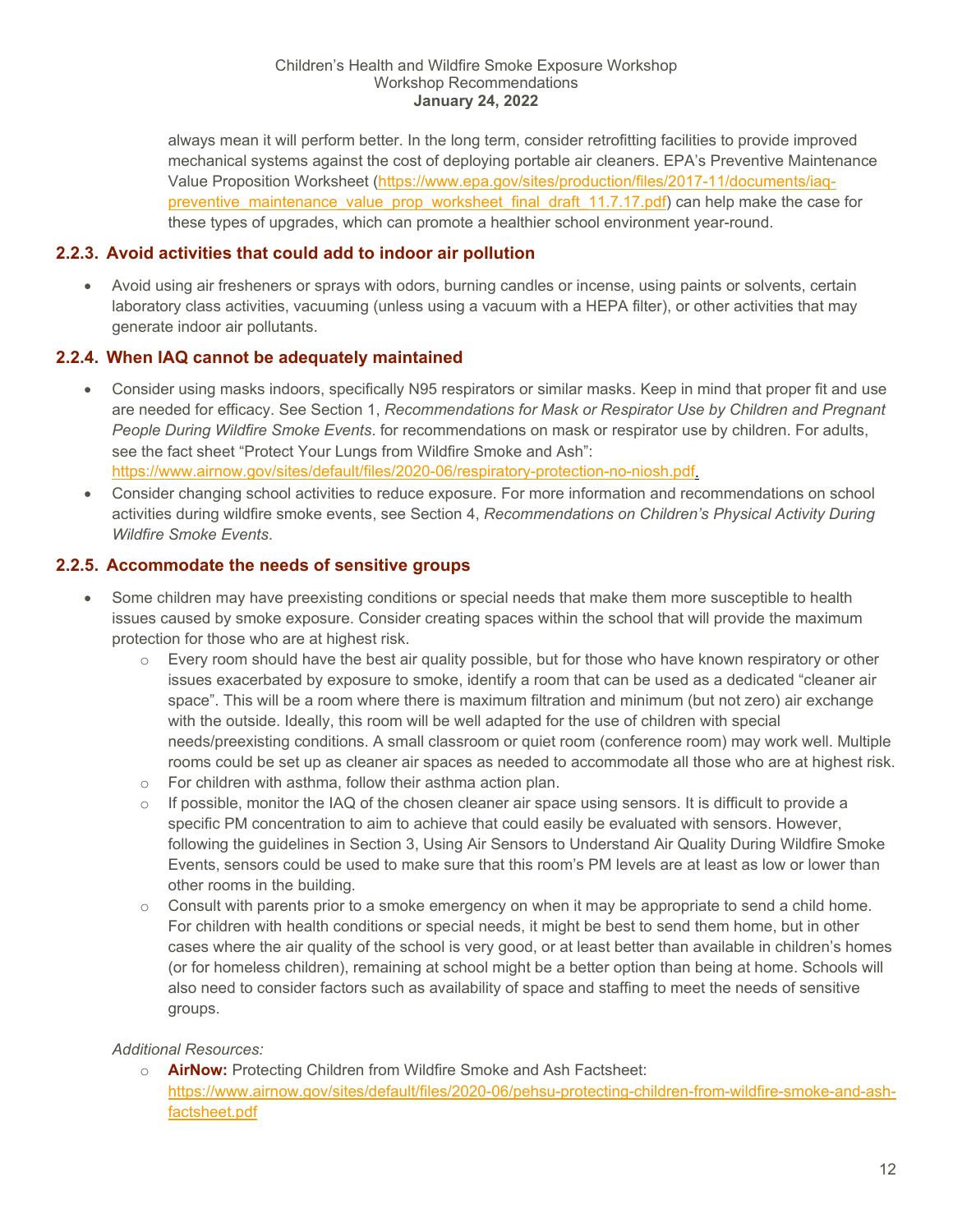always mean it will perform better. In the long term, consider retrofitting facilities to provide improved mechanical systems against the cost of deploying portable air cleaners. EPA's Preventive Maintenance Value Proposition Worksheet (https://www.epa.gov/sites/production/files/2017-11/documents/iaq-preventive_maintenance_value_prop_worksheet_final_draft_11.7.17.pdf) can help make the case for these types of upgrades, which can promote a healthier school environment year-round.

### 2.2.3. Avoid activities that could add to indoor air pollution

- Avoid using air fresheners or sprays with odors, burning candles or incense, using paints or solvents, certain laboratory class activities, vacuuming (unless using a vacuum with a HEPA filter), or other activities that may generate indoor air pollutants.

### 2.2.4. When IAQ cannot be adequately maintained

- Consider using masks indoors, specifically N95 respirators or similar masks. Keep in mind that proper fit and use are needed for efficacy. See Section 1, *Recommendations for Mask or Respirator Use by Children and Pregnant People During Wildfire Smoke Events*. for recommendations on mask or respirator use by children. For adults, see the fact sheet "Protect Your Lungs from Wildfire Smoke and Ash": https://www.airnow.gov/sites/default/files/2020-06/respiratory-protection-no-niosh.pdf.
- Consider changing school activities to reduce exposure. For more information and recommendations on school activities during wildfire smoke events, see Section 4, *Recommendations on Children's Physical Activity During Wildfire Smoke Events*.

### 2.2.5. Accommodate the needs of sensitive groups

- Some children may have preexisting conditions or special needs that make them more susceptible to health issues caused by smoke exposure. Consider creating spaces within the school that will provide the maximum protection for those who are at highest risk.
  - Every room should have the best air quality possible, but for those who have known respiratory or other issues exacerbated by exposure to smoke, identify a room that can be used as a dedicated "cleaner air space". This will be a room where there is maximum filtration and minimum (but not zero) air exchange with the outside. Ideally, this room will be well adapted for the use of children with special needs/preexisting conditions. A small classroom or quiet room (conference room) may work well. Multiple rooms could be set up as cleaner air spaces as needed to accommodate all those who are at highest risk.
  - For children with asthma, follow their asthma action plan.
  - If possible, monitor the IAQ of the chosen cleaner air space using sensors. It is difficult to provide a specific PM concentration to aim to achieve that could easily be evaluated with sensors. However, following the guidelines in Section 3, Using Air Sensors to Understand Air Quality During Wildfire Smoke Events, sensors could be used to make sure that this room's PM levels are at least as low or lower than other rooms in the building.
  - Consult with parents prior to a smoke emergency on when it may be appropriate to send a child home. For children with health conditions or special needs, it might be best to send them home, but in other cases where the air quality of the school is very good, or at least better than available in children's homes (or for homeless children), remaining at school might be a better option than being at home. Schools will also need to consider factors such as availability of space and staffing to meet the needs of sensitive groups.

*Additional Resources:*

- **AirNow:** Protecting Children from Wildfire Smoke and Ash Factsheet: https://www.airnow.gov/sites/default/files/2020-06/pehsu-protecting-children-from-wildfire-smoke-and-ash-factsheet.pdf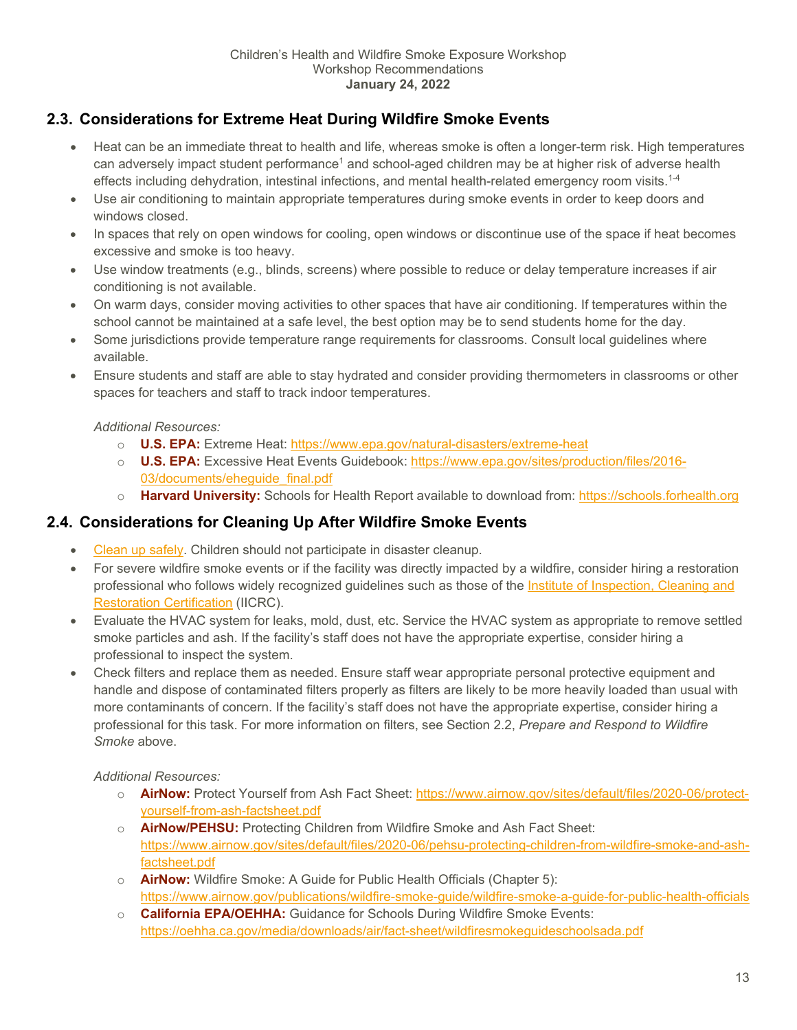## 2.3. Considerations for Extreme Heat During Wildfire Smoke Events

- Heat can be an immediate threat to health and life, whereas smoke is often a longer-term risk. High temperatures can adversely impact student performance[1] and school-aged children may be at higher risk of adverse health effects including dehydration, intestinal infections, and mental health-related emergency room visits.[1-4]
- Use air conditioning to maintain appropriate temperatures during smoke events in order to keep doors and windows closed.
- In spaces that rely on open windows for cooling, open windows or discontinue use of the space if heat becomes excessive and smoke is too heavy.
- Use window treatments (e.g., blinds, screens) where possible to reduce or delay temperature increases if air conditioning is not available.
- On warm days, consider moving activities to other spaces that have air conditioning. If temperatures within the school cannot be maintained at a safe level, the best option may be to send students home for the day.
- Some jurisdictions provide temperature range requirements for classrooms. Consult local guidelines where available.
- Ensure students and staff are able to stay hydrated and consider providing thermometers in classrooms or other spaces for teachers and staff to track indoor temperatures.

*Additional Resources:*

- **U.S. EPA:** Extreme Heat: https://www.epa.gov/natural-disasters/extreme-heat
- **U.S. EPA:** Excessive Heat Events Guidebook: https://www.epa.gov/sites/production/files/2016-03/documents/eheguide_final.pdf
- **Harvard University:** Schools for Health Report available to download from: https://schools.forhealth.org

## 2.4. Considerations for Cleaning Up After Wildfire Smoke Events

- Clean up safely. Children should not participate in disaster cleanup.
- For severe wildfire smoke events or if the facility was directly impacted by a wildfire, consider hiring a restoration professional who follows widely recognized guidelines such as those of the Institute of Inspection, Cleaning and Restoration Certification (IICRC).
- Evaluate the HVAC system for leaks, mold, dust, etc. Service the HVAC system as appropriate to remove settled smoke particles and ash. If the facility's staff does not have the appropriate expertise, consider hiring a professional to inspect the system.
- Check filters and replace them as needed. Ensure staff wear appropriate personal protective equipment and handle and dispose of contaminated filters properly as filters are likely to be more heavily loaded than usual with more contaminants of concern. If the facility's staff does not have the appropriate expertise, consider hiring a professional for this task. For more information on filters, see Section 2.2, *Prepare and Respond to Wildfire Smoke* above.

*Additional Resources:*

- **AirNow:** Protect Yourself from Ash Fact Sheet: https://www.airnow.gov/sites/default/files/2020-06/protect-yourself-from-ash-factsheet.pdf
- **AirNow/PEHSU:** Protecting Children from Wildfire Smoke and Ash Fact Sheet: https://www.airnow.gov/sites/default/files/2020-06/pehsu-protecting-children-from-wildfire-smoke-and-ash-factsheet.pdf
- **AirNow:** Wildfire Smoke: A Guide for Public Health Officials (Chapter 5): https://www.airnow.gov/publications/wildfire-smoke-guide/wildfire-smoke-a-guide-for-public-health-officials
- **California EPA/OEHHA:** Guidance for Schools During Wildfire Smoke Events: https://oehha.ca.gov/media/downloads/air/fact-sheet/wildfiresmokeguideschoolsada.pdf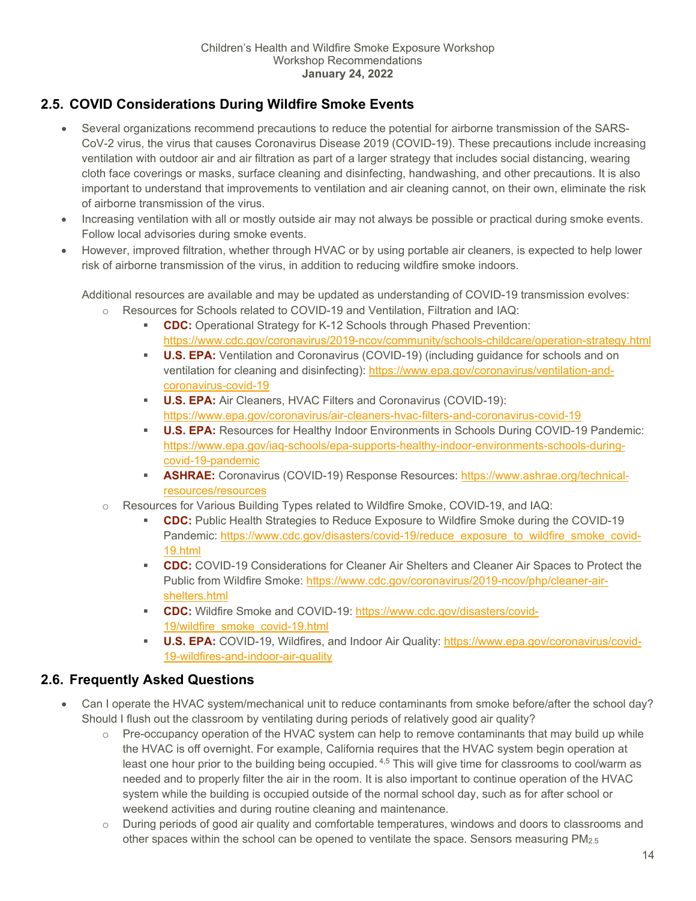## 2.5. COVID Considerations During Wildfire Smoke Events

- Several organizations recommend precautions to reduce the potential for airborne transmission of the SARS-CoV-2 virus, the virus that causes Coronavirus Disease 2019 (COVID-19). These precautions include increasing ventilation with outdoor air and air filtration as part of a larger strategy that includes social distancing, wearing cloth face coverings or masks, surface cleaning and disinfecting, handwashing, and other precautions. It is also important to understand that improvements to ventilation and air cleaning cannot, on their own, eliminate the risk of airborne transmission of the virus.
- Increasing ventilation with all or mostly outside air may not always be possible or practical during smoke events. Follow local advisories during smoke events.
- However, improved filtration, whether through HVAC or by using portable air cleaners, is expected to help lower risk of airborne transmission of the virus, in addition to reducing wildfire smoke indoors.

  Additional resources are available and may be updated as understanding of COVID-19 transmission evolves:
  - Resources for Schools related to COVID-19 and Ventilation, Filtration and IAQ:
    - **CDC:** Operational Strategy for K-12 Schools through Phased Prevention: https://www.cdc.gov/coronavirus/2019-ncov/community/schools-childcare/operation-strategy.html
    - **U.S. EPA:** Ventilation and Coronavirus (COVID-19) (including guidance for schools and on ventilation for cleaning and disinfecting): https://www.epa.gov/coronavirus/ventilation-and-coronavirus-covid-19
    - **U.S. EPA:** Air Cleaners, HVAC Filters and Coronavirus (COVID-19): https://www.epa.gov/coronavirus/air-cleaners-hvac-filters-and-coronavirus-covid-19
    - **U.S. EPA:** Resources for Healthy Indoor Environments in Schools During COVID-19 Pandemic: https://www.epa.gov/iaq-schools/epa-supports-healthy-indoor-environments-schools-during-covid-19-pandemic
    - **ASHRAE:** Coronavirus (COVID-19) Response Resources: https://www.ashrae.org/technical-resources/resources
  - Resources for Various Building Types related to Wildfire Smoke, COVID-19, and IAQ:
    - **CDC:** Public Health Strategies to Reduce Exposure to Wildfire Smoke during the COVID-19 Pandemic: https://www.cdc.gov/disasters/covid-19/reduce_exposure_to_wildfire_smoke_covid-19.html
    - **CDC:** COVID-19 Considerations for Cleaner Air Shelters and Cleaner Air Spaces to Protect the Public from Wildfire Smoke: https://www.cdc.gov/coronavirus/2019-ncov/php/cleaner-air-shelters.html
    - **CDC:** Wildfire Smoke and COVID-19: https://www.cdc.gov/disasters/covid-19/wildfire_smoke_covid-19.html
    - **U.S. EPA:** COVID-19, Wildfires, and Indoor Air Quality: https://www.epa.gov/coronavirus/covid-19-wildfires-and-indoor-air-quality

## 2.6. Frequently Asked Questions

- Can I operate the HVAC system/mechanical unit to reduce contaminants from smoke before/after the school day? Should I flush out the classroom by ventilating during periods of relatively good air quality?
  - Pre-occupancy operation of the HVAC system can help to remove contaminants that may build up while the HVAC is off overnight. For example, California requires that the HVAC system begin operation at least one hour prior to the building being occupied.[4,5] This will give time for classrooms to cool/warm as needed and to properly filter the air in the room. It is also important to continue operation of the HVAC system while the building is occupied outside of the normal school day, such as for after school or weekend activities and during routine cleaning and maintenance.
  - During periods of good air quality and comfortable temperatures, windows and doors to classrooms and other spaces within the school can be opened to ventilate the space. Sensors measuring $PM_{2.5}$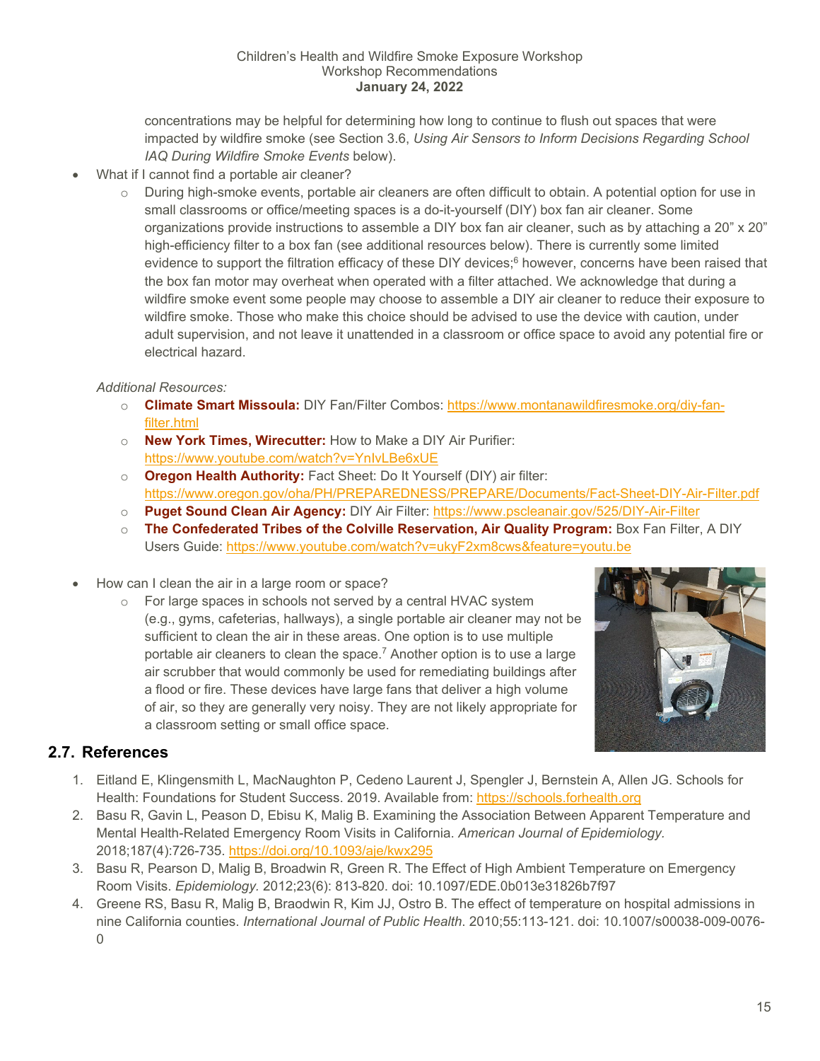concentrations may be helpful for determining how long to continue to flush out spaces that were impacted by wildfire smoke (see Section 3.6, *Using Air Sensors to Inform Decisions Regarding School IAQ During Wildfire Smoke Events* below).

- What if I cannot find a portable air cleaner?
    - During high-smoke events, portable air cleaners are often difficult to obtain. A potential option for use in small classrooms or office/meeting spaces is a do-it-yourself (DIY) box fan air cleaner. Some organizations provide instructions to assemble a DIY box fan air cleaner, such as by attaching a 20" x 20" high-efficiency filter to a box fan (see additional resources below). There is currently some limited evidence to support the filtration efficacy of these DIY devices;[6] however, concerns have been raised that the box fan motor may overheat when operated with a filter attached. We acknowledge that during a wildfire smoke event some people may choose to assemble a DIY air cleaner to reduce their exposure to wildfire smoke. Those who make this choice should be advised to use the device with caution, under adult supervision, and not leave it unattended in a classroom or office space to avoid any potential fire or electrical hazard.

*Additional Resources:*

- **Climate Smart Missoula:** DIY Fan/Filter Combos: https://www.montanawildfiresmoke.org/diy-fan-filter.html
- **New York Times, Wirecutter:** How to Make a DIY Air Purifier: https://www.youtube.com/watch?v=YnIvLBe6xUE
- **Oregon Health Authority:** Fact Sheet: Do It Yourself (DIY) air filter: https://www.oregon.gov/oha/PH/PREPAREDNESS/PREPARE/Documents/Fact-Sheet-DIY-Air-Filter.pdf
- **Puget Sound Clean Air Agency:** DIY Air Filter: https://www.pscleanair.gov/525/DIY-Air-Filter
- **The Confederated Tribes of the Colville Reservation, Air Quality Program:** Box Fan Filter, A DIY Users Guide: https://www.youtube.com/watch?v=ukyF2xm8cws&feature=youtu.be

- How can I clean the air in a large room or space?
    - For large spaces in schools not served by a central HVAC system (e.g., gyms, cafeterias, hallways), a single portable air cleaner may not be sufficient to clean the air in these areas. One option is to use multiple portable air cleaners to clean the space.[7] Another option is to use a large air scrubber that would commonly be used for remediating buildings after a flood or fire. These devices have large fans that deliver a high volume of air, so they are generally very noisy. They are not likely appropriate for a classroom setting or small office space.

## 2.7. References

1. Eitland E, Klingensmith L, MacNaughton P, Cedeno Laurent J, Spengler J, Bernstein A, Allen JG. Schools for Health: Foundations for Student Success. 2019. Available from: https://schools.forhealth.org
2. Basu R, Gavin L, Peason D, Ebisu K, Malig B. Examining the Association Between Apparent Temperature and Mental Health-Related Emergency Room Visits in California. *American Journal of Epidemiology.* 2018;187(4):726-735. https://doi.org/10.1093/aje/kwx295
3. Basu R, Pearson D, Malig B, Broadwin R, Green R. The Effect of High Ambient Temperature on Emergency Room Visits. *Epidemiology.* 2012;23(6): 813-820. doi: 10.1097/EDE.0b013e31826b7f97
4. Greene RS, Basu R, Malig B, Braodwin R, Kim JJ, Ostro B. The effect of temperature on hospital admissions in nine California counties. *International Journal of Public Health*. 2010;55:113-121. doi: 10.1007/s00038-009-0076-0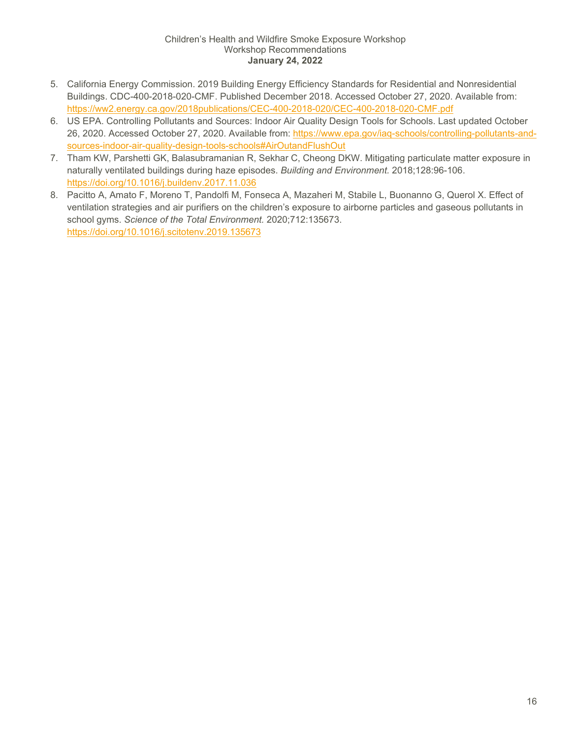5. California Energy Commission. 2019 Building Energy Efficiency Standards for Residential and Nonresidential Buildings. CDC-400-2018-020-CMF. Published December 2018. Accessed October 27, 2020. Available from: https://ww2.energy.ca.gov/2018publications/CEC-400-2018-020/CEC-400-2018-020-CMF.pdf
6. US EPA. Controlling Pollutants and Sources: Indoor Air Quality Design Tools for Schools. Last updated October 26, 2020. Accessed October 27, 2020. Available from: https://www.epa.gov/iaq-schools/controlling-pollutants-and-sources-indoor-air-quality-design-tools-schools#AirOutandFlushOut
7. Tham KW, Parshetti GK, Balasubramanian R, Sekhar C, Cheong DKW. Mitigating particulate matter exposure in naturally ventilated buildings during haze episodes. *Building and Environment.* 2018;128:96-106. https://doi.org/10.1016/j.buildenv.2017.11.036
8. Pacitto A, Amato F, Moreno T, Pandolfi M, Fonseca A, Mazaheri M, Stabile L, Buonanno G, Querol X. Effect of ventilation strategies and air purifiers on the children's exposure to airborne particles and gaseous pollutants in school gyms. *Science of the Total Environment.* 2020;712:135673. https://doi.org/10.1016/j.scitotenv.2019.135673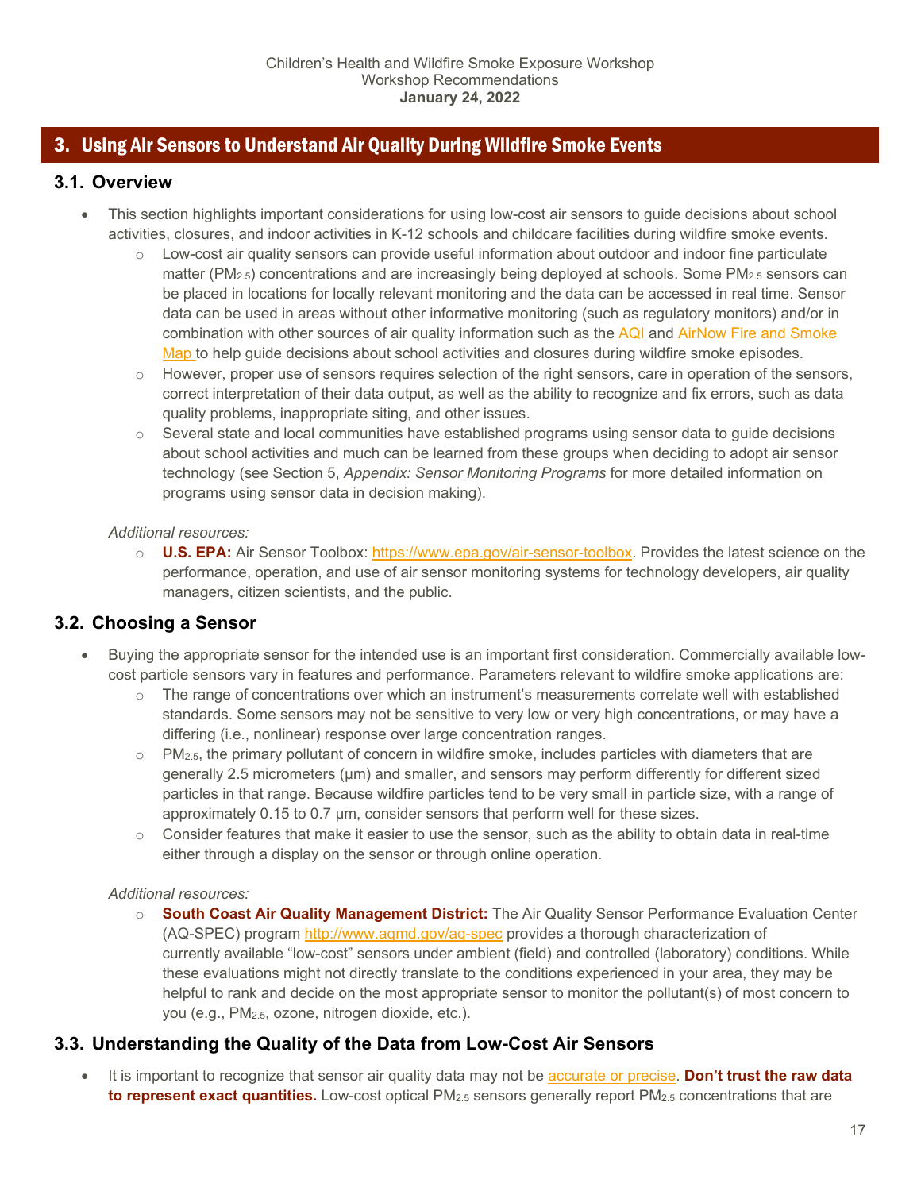## 3. Using Air Sensors to Understand Air Quality During Wildfire Smoke Events

### 3.1. Overview

- This section highlights important considerations for using low-cost air sensors to guide decisions about school activities, closures, and indoor activities in K-12 schools and childcare facilities during wildfire smoke events.
  - Low-cost air quality sensors can provide useful information about outdoor and indoor fine particulate matter ($PM_{2.5}$) concentrations and are increasingly being deployed at schools. Some $PM_{2.5}$ sensors can be placed in locations for locally relevant monitoring and the data can be accessed in real time. Sensor data can be used in areas without other informative monitoring (such as regulatory monitors) and/or in combination with other sources of air quality information such as the AQI and AirNow Fire and Smoke Map to help guide decisions about school activities and closures during wildfire smoke episodes.
  - However, proper use of sensors requires selection of the right sensors, care in operation of the sensors, correct interpretation of their data output, as well as the ability to recognize and fix errors, such as data quality problems, inappropriate siting, and other issues.
  - Several state and local communities have established programs using sensor data to guide decisions about school activities and much can be learned from these groups when deciding to adopt air sensor technology (see Section 5, *Appendix: Sensor Monitoring Programs* for more detailed information on programs using sensor data in decision making).

*Additional resources:*

- **U.S. EPA:** Air Sensor Toolbox: https://www.epa.gov/air-sensor-toolbox. Provides the latest science on the performance, operation, and use of air sensor monitoring systems for technology developers, air quality managers, citizen scientists, and the public.

### 3.2. Choosing a Sensor

- Buying the appropriate sensor for the intended use is an important first consideration. Commercially available low-cost particle sensors vary in features and performance. Parameters relevant to wildfire smoke applications are:
  - The range of concentrations over which an instrument's measurements correlate well with established standards. Some sensors may not be sensitive to very low or very high concentrations, or may have a differing (i.e., nonlinear) response over large concentration ranges.
  - $PM_{2.5}$, the primary pollutant of concern in wildfire smoke, includes particles with diameters that are generally 2.5 micrometers (µm) and smaller, and sensors may perform differently for different sized particles in that range. Because wildfire particles tend to be very small in particle size, with a range of approximately 0.15 to 0.7 µm, consider sensors that perform well for these sizes.
  - Consider features that make it easier to use the sensor, such as the ability to obtain data in real-time either through a display on the sensor or through online operation.

*Additional resources:*

- **South Coast Air Quality Management District:** The Air Quality Sensor Performance Evaluation Center (AQ-SPEC) program http://www.aqmd.gov/aq-spec provides a thorough characterization of currently available "low-cost" sensors under ambient (field) and controlled (laboratory) conditions. While these evaluations might not directly translate to the conditions experienced in your area, they may be helpful to rank and decide on the most appropriate sensor to monitor the pollutant(s) of most concern to you (e.g., $PM_{2.5}$, ozone, nitrogen dioxide, etc.).

### 3.3. Understanding the Quality of the Data from Low-Cost Air Sensors

- It is important to recognize that sensor air quality data may not be accurate or precise. **Don't trust the raw data to represent exact quantities.** Low-cost optical $PM_{2.5}$ sensors generally report $PM_{2.5}$ concentrations that are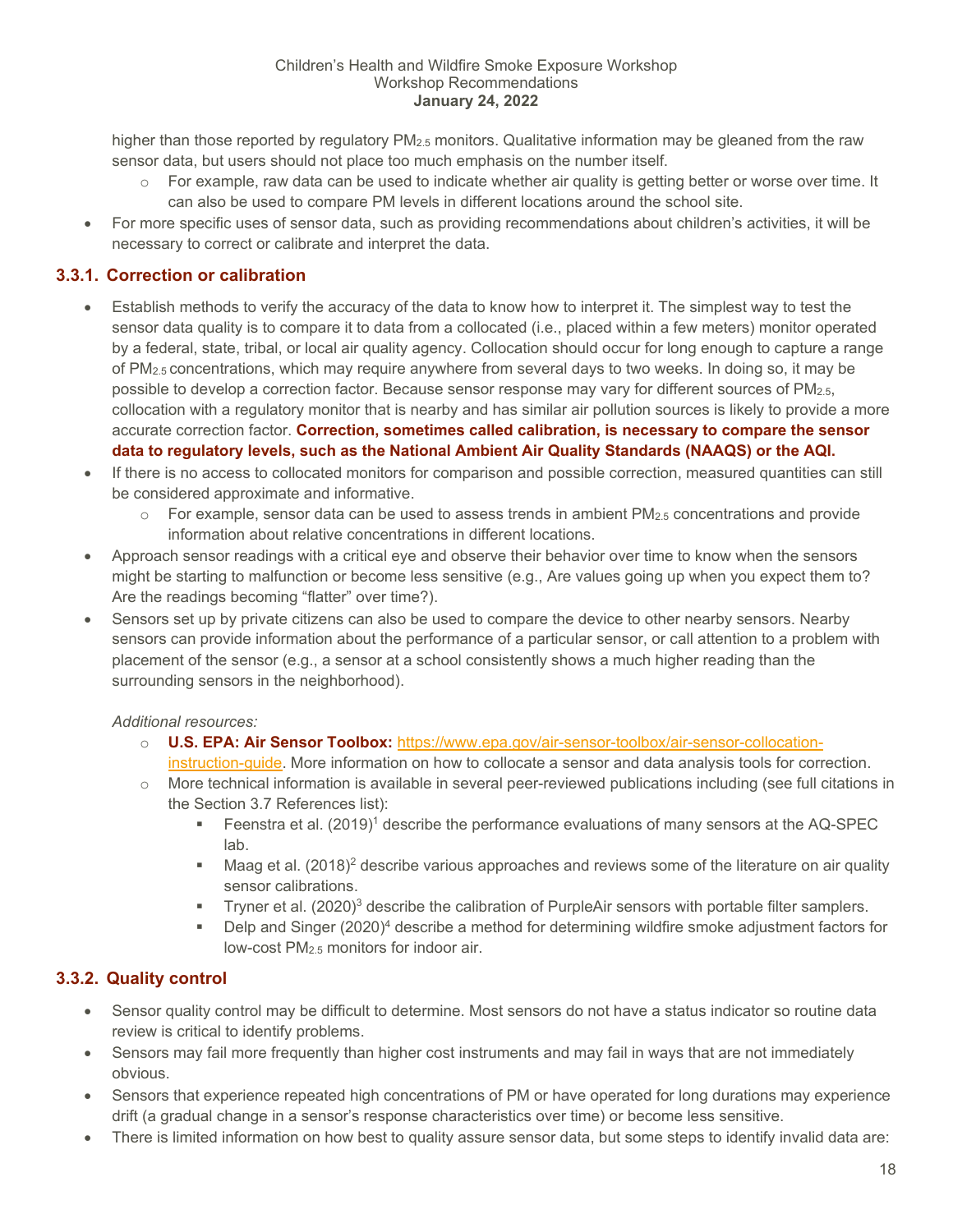higher than those reported by regulatory $PM_{2.5}$ monitors. Qualitative information may be gleaned from the raw sensor data, but users should not place too much emphasis on the number itself.

  - For example, raw data can be used to indicate whether air quality is getting better or worse over time. It can also be used to compare PM levels in different locations around the school site.

- For more specific uses of sensor data, such as providing recommendations about children's activities, it will be necessary to correct or calibrate and interpret the data.

### 3.3.1. Correction or calibration

- Establish methods to verify the accuracy of the data to know how to interpret it. The simplest way to test the sensor data quality is to compare it to data from a collocated (i.e., placed within a few meters) monitor operated by a federal, state, tribal, or local air quality agency. Collocation should occur for long enough to capture a range of $PM_{2.5}$ concentrations, which may require anywhere from several days to two weeks. In doing so, it may be possible to develop a correction factor. Because sensor response may vary for different sources of $PM_{2.5}$, collocation with a regulatory monitor that is nearby and has similar air pollution sources is likely to provide a more accurate correction factor. **Correction, sometimes called calibration, is necessary to compare the sensor data to regulatory levels, such as the National Ambient Air Quality Standards (NAAQS) or the AQI.**
- If there is no access to collocated monitors for comparison and possible correction, measured quantities can still be considered approximate and informative.
  - For example, sensor data can be used to assess trends in ambient $PM_{2.5}$ concentrations and provide information about relative concentrations in different locations.
- Approach sensor readings with a critical eye and observe their behavior over time to know when the sensors might be starting to malfunction or become less sensitive (e.g., Are values going up when you expect them to? Are the readings becoming "flatter" over time?).
- Sensors set up by private citizens can also be used to compare the device to other nearby sensors. Nearby sensors can provide information about the performance of a particular sensor, or call attention to a problem with placement of the sensor (e.g., a sensor at a school consistently shows a much higher reading than the surrounding sensors in the neighborhood).

*Additional resources:*

- **U.S. EPA: Air Sensor Toolbox:** [https://www.epa.gov/air-sensor-toolbox/air-sensor-collocation-instruction-guide](https://www.epa.gov/air-sensor-toolbox/air-sensor-collocation-instruction-guide). More information on how to collocate a sensor and data analysis tools for correction.
- More technical information is available in several peer-reviewed publications including (see full citations in the Section 3.7 References list):
  - Feenstra et al. (2019)[1] describe the performance evaluations of many sensors at the AQ-SPEC lab.
  - Maag et al. (2018)[2] describe various approaches and reviews some of the literature on air quality sensor calibrations.
  - Tryner et al. (2020)[3] describe the calibration of PurpleAir sensors with portable filter samplers.
  - Delp and Singer (2020)[4] describe a method for determining wildfire smoke adjustment factors for low-cost $PM_{2.5}$ monitors for indoor air.

### 3.3.2. Quality control

- Sensor quality control may be difficult to determine. Most sensors do not have a status indicator so routine data review is critical to identify problems.
- Sensors may fail more frequently than higher cost instruments and may fail in ways that are not immediately obvious.
- Sensors that experience repeated high concentrations of PM or have operated for long durations may experience drift (a gradual change in a sensor's response characteristics over time) or become less sensitive.
- There is limited information on how best to quality assure sensor data, but some steps to identify invalid data are: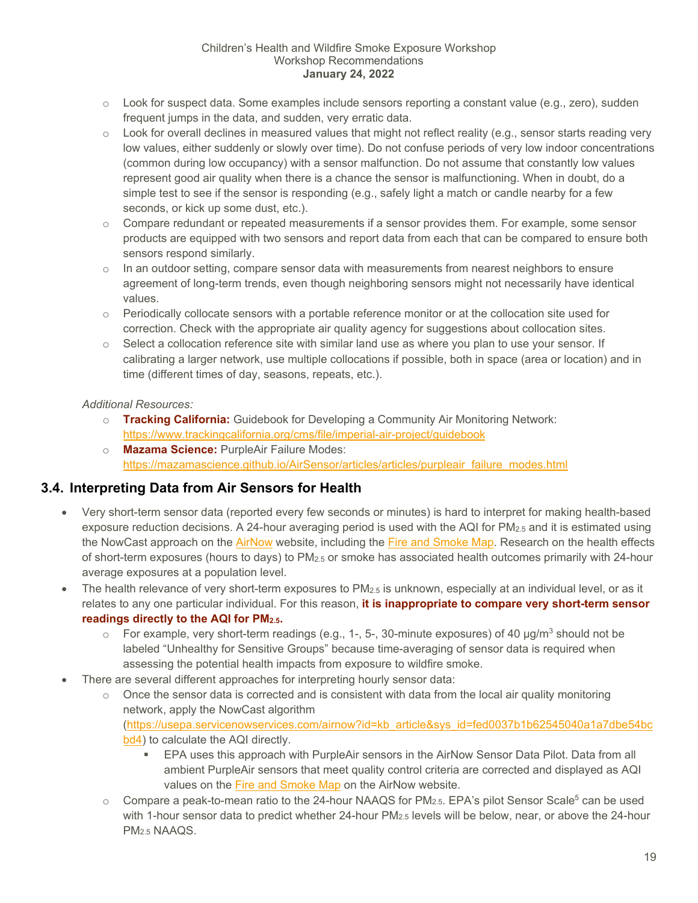- Look for suspect data. Some examples include sensors reporting a constant value (e.g., zero), sudden frequent jumps in the data, and sudden, very erratic data.
- Look for overall declines in measured values that might not reflect reality (e.g., sensor starts reading very low values, either suddenly or slowly over time). Do not confuse periods of very low indoor concentrations (common during low occupancy) with a sensor malfunction. Do not assume that constantly low values represent good air quality when there is a chance the sensor is malfunctioning. When in doubt, do a simple test to see if the sensor is responding (e.g., safely light a match or candle nearby for a few seconds, or kick up some dust, etc.).
- Compare redundant or repeated measurements if a sensor provides them. For example, some sensor products are equipped with two sensors and report data from each that can be compared to ensure both sensors respond similarly.
- In an outdoor setting, compare sensor data with measurements from nearest neighbors to ensure agreement of long-term trends, even though neighboring sensors might not necessarily have identical values.
- Periodically collocate sensors with a portable reference monitor or at the collocation site used for correction. Check with the appropriate air quality agency for suggestions about collocation sites.
- Select a collocation reference site with similar land use as where you plan to use your sensor. If calibrating a larger network, use multiple collocations if possible, both in space (area or location) and in time (different times of day, seasons, repeats, etc.).

*Additional Resources:*

- **Tracking California:** Guidebook for Developing a Community Air Monitoring Network: https://www.trackingcalifornia.org/cms/file/imperial-air-project/guidebook
- **Mazama Science:** PurpleAir Failure Modes: https://mazamascience.github.io/AirSensor/articles/articles/purpleair_failure_modes.html

## 3.4. Interpreting Data from Air Sensors for Health

- Very short-term sensor data (reported every few seconds or minutes) is hard to interpret for making health-based exposure reduction decisions. A 24-hour averaging period is used with the AQI for $PM_{2.5}$ and it is estimated using the NowCast approach on the AirNow website, including the Fire and Smoke Map. Research on the health effects of short-term exposures (hours to days) to $PM_{2.5}$ or smoke has associated health outcomes primarily with 24-hour average exposures at a population level.
- The health relevance of very short-term exposures to $PM_{2.5}$ is unknown, especially at an individual level, or as it relates to any one particular individual. For this reason, **it is inappropriate to compare very short-term sensor readings directly to the AQI for $PM_{2.5}$.**
  - For example, very short-term readings (e.g., 1-, 5-, 30-minute exposures) of 40 $\mu g/m^3$ should not be labeled "Unhealthy for Sensitive Groups" because time-averaging of sensor data is required when assessing the potential health impacts from exposure to wildfire smoke.
- There are several different approaches for interpreting hourly sensor data:
  - Once the sensor data is corrected and is consistent with data from the local air quality monitoring network, apply the NowCast algorithm (https://usepa.servicenowservices.com/airnow?id=kb_article&sys_id=fed0037b1b62545040a1a7dbe54bcbd4) to calculate the AQI directly.
    - EPA uses this approach with PurpleAir sensors in the AirNow Sensor Data Pilot. Data from all ambient PurpleAir sensors that meet quality control criteria are corrected and displayed as AQI values on the Fire and Smoke Map on the AirNow website.
  - Compare a peak-to-mean ratio to the 24-hour NAAQS for $PM_{2.5}$. EPA's pilot Sensor Scale[5] can be used with 1-hour sensor data to predict whether 24-hour $PM_{2.5}$ levels will be below, near, or above the 24-hour $PM_{2.5}$ NAAQS.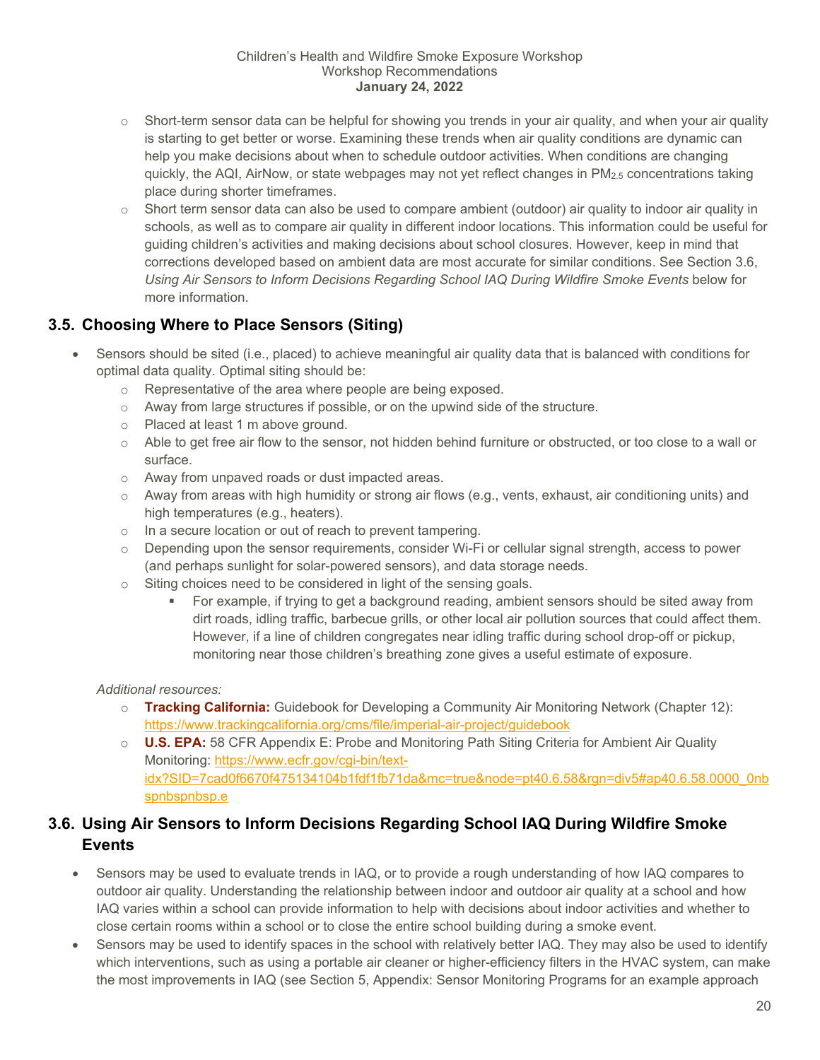- Short-term sensor data can be helpful for showing you trends in your air quality, and when your air quality is starting to get better or worse. Examining these trends when air quality conditions are dynamic can help you make decisions about when to schedule outdoor activities. When conditions are changing quickly, the AQI, AirNow, or state webpages may not yet reflect changes in $PM_{2.5}$ concentrations taking place during shorter timeframes.
- Short term sensor data can also be used to compare ambient (outdoor) air quality to indoor air quality in schools, as well as to compare air quality in different indoor locations. This information could be useful for guiding children's activities and making decisions about school closures. However, keep in mind that corrections developed based on ambient data are most accurate for similar conditions. See Section 3.6, *Using Air Sensors to Inform Decisions Regarding School IAQ During Wildfire Smoke Events* below for more information.

## 3.5. Choosing Where to Place Sensors (Siting)

- Sensors should be sited (i.e., placed) to achieve meaningful air quality data that is balanced with conditions for optimal data quality. Optimal siting should be:
  - Representative of the area where people are being exposed.
  - Away from large structures if possible, or on the upwind side of the structure.
  - Placed at least 1 m above ground.
  - Able to get free air flow to the sensor, not hidden behind furniture or obstructed, or too close to a wall or surface.
  - Away from unpaved roads or dust impacted areas.
  - Away from areas with high humidity or strong air flows (e.g., vents, exhaust, air conditioning units) and high temperatures (e.g., heaters).
  - In a secure location or out of reach to prevent tampering.
  - Depending upon the sensor requirements, consider Wi-Fi or cellular signal strength, access to power (and perhaps sunlight for solar-powered sensors), and data storage needs.
  - Siting choices need to be considered in light of the sensing goals.
    - For example, if trying to get a background reading, ambient sensors should be sited away from dirt roads, idling traffic, barbecue grills, or other local air pollution sources that could affect them. However, if a line of children congregates near idling traffic during school drop-off or pickup, monitoring near those children's breathing zone gives a useful estimate of exposure.

*Additional resources:*

- **Tracking California:** Guidebook for Developing a Community Air Monitoring Network (Chapter 12): https://www.trackingcalifornia.org/cms/file/imperial-air-project/guidebook
- **U.S. EPA:** 58 CFR Appendix E: Probe and Monitoring Path Siting Criteria for Ambient Air Quality Monitoring: https://www.ecfr.gov/cgi-bin/text-idx?SID=7cad0f6670f475134104b1fdf1fb71da&mc=true&node=pt40.6.58&rgn=div5#ap40.6.58.0000_0nbspnbspnbsp.e

## 3.6. Using Air Sensors to Inform Decisions Regarding School IAQ During Wildfire Smoke Events

- Sensors may be used to evaluate trends in IAQ, or to provide a rough understanding of how IAQ compares to outdoor air quality. Understanding the relationship between indoor and outdoor air quality at a school and how IAQ varies within a school can provide information to help with decisions about indoor activities and whether to close certain rooms within a school or to close the entire school building during a smoke event.
- Sensors may be used to identify spaces in the school with relatively better IAQ. They may also be used to identify which interventions, such as using a portable air cleaner or higher-efficiency filters in the HVAC system, can make the most improvements in IAQ (see Section 5, Appendix: Sensor Monitoring Programs for an example approach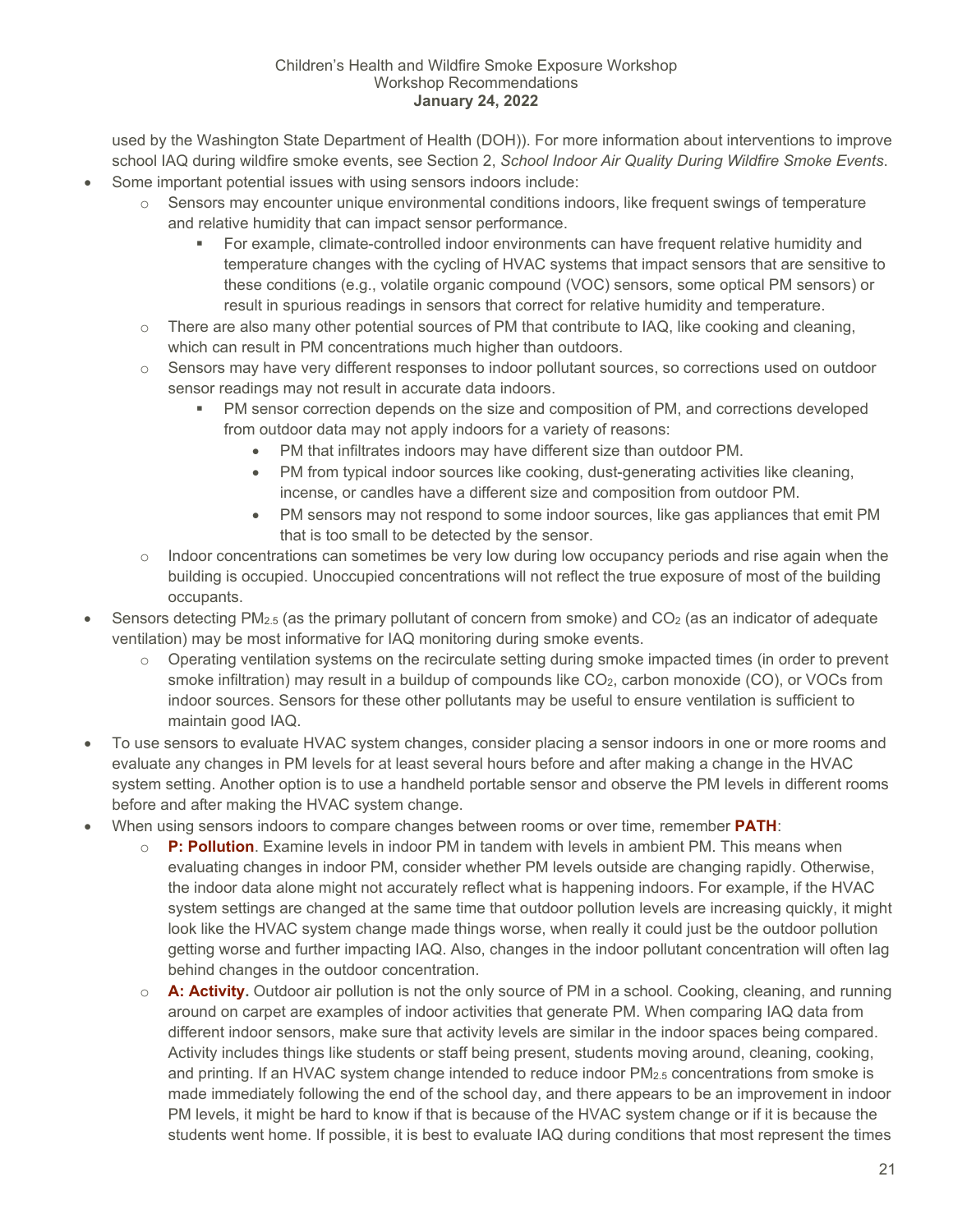used by the Washington State Department of Health (DOH)). For more information about interventions to improve school IAQ during wildfire smoke events, see Section 2, *School Indoor Air Quality During Wildfire Smoke Events*.

- Some important potential issues with using sensors indoors include:
  - Sensors may encounter unique environmental conditions indoors, like frequent swings of temperature and relative humidity that can impact sensor performance.
    - For example, climate-controlled indoor environments can have frequent relative humidity and temperature changes with the cycling of HVAC systems that impact sensors that are sensitive to these conditions (e.g., volatile organic compound (VOC) sensors, some optical PM sensors) or result in spurious readings in sensors that correct for relative humidity and temperature.
  - There are also many other potential sources of PM that contribute to IAQ, like cooking and cleaning, which can result in PM concentrations much higher than outdoors.
  - Sensors may have very different responses to indoor pollutant sources, so corrections used on outdoor sensor readings may not result in accurate data indoors.
    - PM sensor correction depends on the size and composition of PM, and corrections developed from outdoor data may not apply indoors for a variety of reasons:
      - PM that infiltrates indoors may have different size than outdoor PM.
      - PM from typical indoor sources like cooking, dust-generating activities like cleaning, incense, or candles have a different size and composition from outdoor PM.
      - PM sensors may not respond to some indoor sources, like gas appliances that emit PM that is too small to be detected by the sensor.
  - Indoor concentrations can sometimes be very low during low occupancy periods and rise again when the building is occupied. Unoccupied concentrations will not reflect the true exposure of most of the building occupants.
- Sensors detecting $PM_{2.5}$ (as the primary pollutant of concern from smoke) and $CO_2$ (as an indicator of adequate ventilation) may be most informative for IAQ monitoring during smoke events.
  - Operating ventilation systems on the recirculate setting during smoke impacted times (in order to prevent smoke infiltration) may result in a buildup of compounds like $CO_2$, carbon monoxide (CO), or VOCs from indoor sources. Sensors for these other pollutants may be useful to ensure ventilation is sufficient to maintain good IAQ.
- To use sensors to evaluate HVAC system changes, consider placing a sensor indoors in one or more rooms and evaluate any changes in PM levels for at least several hours before and after making a change in the HVAC system setting. Another option is to use a handheld portable sensor and observe the PM levels in different rooms before and after making the HVAC system change.
- When using sensors indoors to compare changes between rooms or over time, remember **PATH**:
  - **P: Pollution**. Examine levels in indoor PM in tandem with levels in ambient PM. This means when evaluating changes in indoor PM, consider whether PM levels outside are changing rapidly. Otherwise, the indoor data alone might not accurately reflect what is happening indoors. For example, if the HVAC system settings are changed at the same time that outdoor pollution levels are increasing quickly, it might look like the HVAC system change made things worse, when really it could just be the outdoor pollution getting worse and further impacting IAQ. Also, changes in the indoor pollutant concentration will often lag behind changes in the outdoor concentration.
  - **A: Activity.** Outdoor air pollution is not the only source of PM in a school. Cooking, cleaning, and running around on carpet are examples of indoor activities that generate PM. When comparing IAQ data from different indoor sensors, make sure that activity levels are similar in the indoor spaces being compared. Activity includes things like students or staff being present, students moving around, cleaning, cooking, and printing. If an HVAC system change intended to reduce indoor $PM_{2.5}$ concentrations from smoke is made immediately following the end of the school day, and there appears to be an improvement in indoor PM levels, it might be hard to know if that is because of the HVAC system change or if it is because the students went home. If possible, it is best to evaluate IAQ during conditions that most represent the times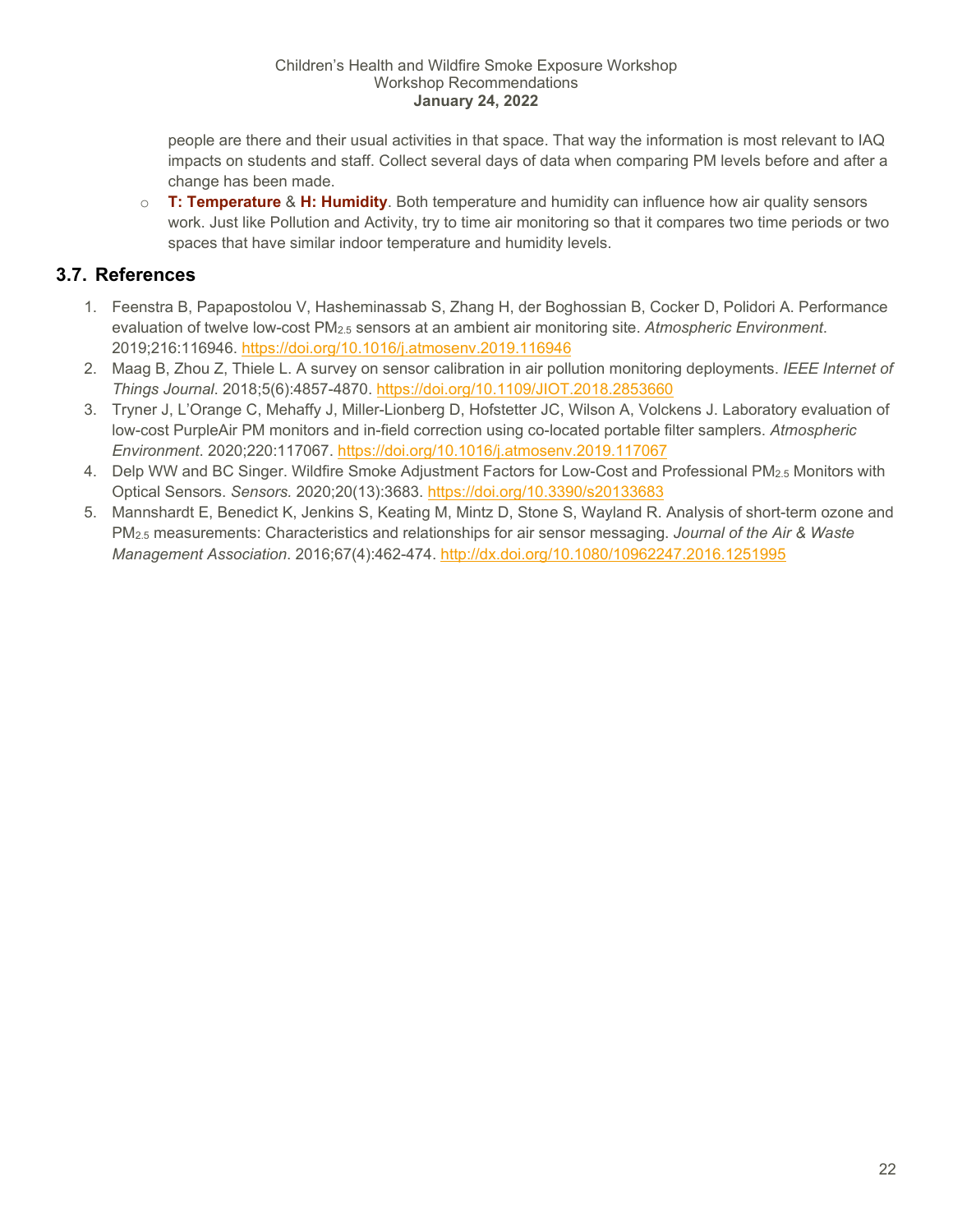people are there and their usual activities in that space. That way the information is most relevant to IAQ impacts on students and staff. Collect several days of data when comparing PM levels before and after a change has been made.

- **T: Temperature** & **H: Humidity**. Both temperature and humidity can influence how air quality sensors work. Just like Pollution and Activity, try to time air monitoring so that it compares two time periods or two spaces that have similar indoor temperature and humidity levels.

## 3.7. References

1. Feenstra B, Papapostolou V, Hasheminassab S, Zhang H, der Boghossian B, Cocker D, Polidori A. Performance evaluation of twelve low-cost $PM_{2.5}$ sensors at an ambient air monitoring site. *Atmospheric Environment*. 2019;216:116946. https://doi.org/10.1016/j.atmosenv.2019.116946
2. Maag B, Zhou Z, Thiele L. A survey on sensor calibration in air pollution monitoring deployments. *IEEE Internet of Things Journal*. 2018;5(6):4857-4870. https://doi.org/10.1109/JIOT.2018.2853660
3. Tryner J, L'Orange C, Mehaffy J, Miller-Lionberg D, Hofstetter JC, Wilson A, Volckens J. Laboratory evaluation of low-cost PurpleAir PM monitors and in-field correction using co-located portable filter samplers. *Atmospheric Environment*. 2020;220:117067. https://doi.org/10.1016/j.atmosenv.2019.117067
4. Delp WW and BC Singer. Wildfire Smoke Adjustment Factors for Low-Cost and Professional $PM_{2.5}$ Monitors with Optical Sensors. *Sensors.* 2020;20(13):3683. https://doi.org/10.3390/s20133683
5. Mannshardt E, Benedict K, Jenkins S, Keating M, Mintz D, Stone S, Wayland R. Analysis of short-term ozone and $PM_{2.5}$ measurements: Characteristics and relationships for air sensor messaging. *Journal of the Air & Waste Management Association*. 2016;67(4):462-474. http://dx.doi.org/10.1080/10962247.2016.1251995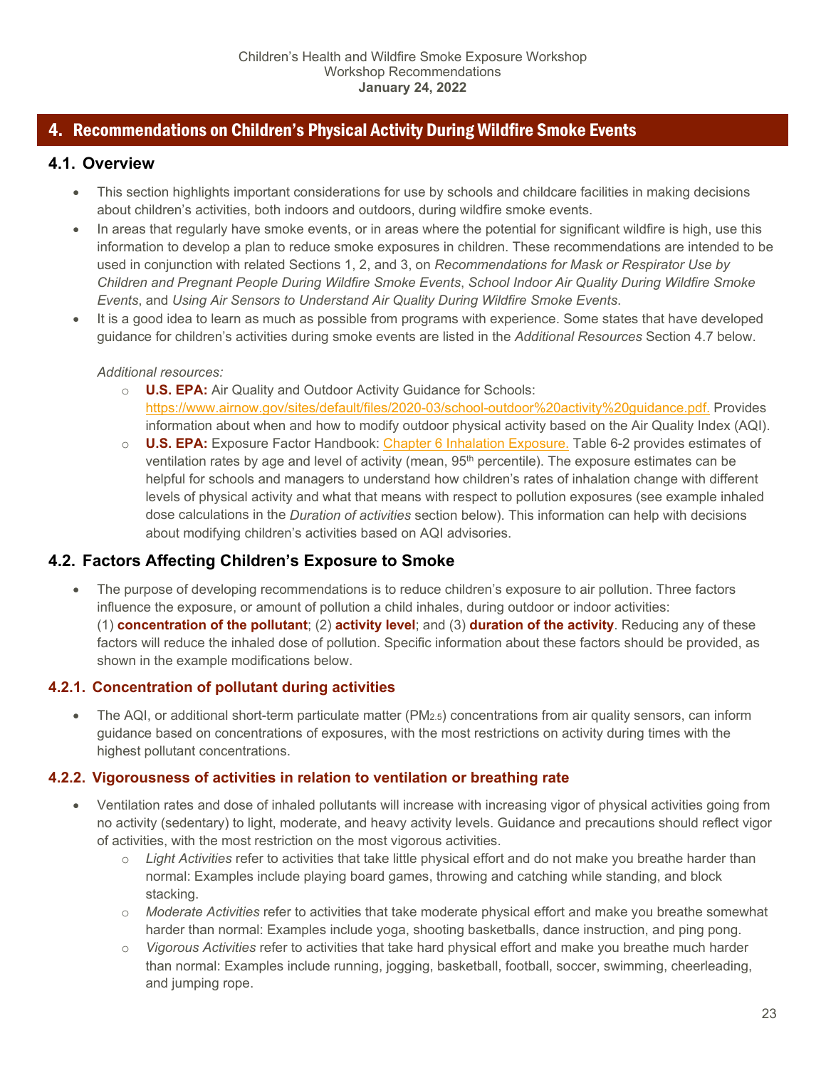## 4. Recommendations on Children's Physical Activity During Wildfire Smoke Events

### 4.1. Overview

- This section highlights important considerations for use by schools and childcare facilities in making decisions about children's activities, both indoors and outdoors, during wildfire smoke events.
- In areas that regularly have smoke events, or in areas where the potential for significant wildfire is high, use this information to develop a plan to reduce smoke exposures in children. These recommendations are intended to be used in conjunction with related Sections 1, 2, and 3, on *Recommendations for Mask or Respirator Use by Children and Pregnant People During Wildfire Smoke Events*, *School Indoor Air Quality During Wildfire Smoke Events*, and *Using Air Sensors to Understand Air Quality During Wildfire Smoke Events*.
- It is a good idea to learn as much as possible from programs with experience. Some states that have developed guidance for children's activities during smoke events are listed in the *Additional Resources* Section 4.7 below.

  *Additional resources:*
  - **U.S. EPA:** Air Quality and Outdoor Activity Guidance for Schools: https://www.airnow.gov/sites/default/files/2020-03/school-outdoor%20activity%20guidance.pdf. Provides information about when and how to modify outdoor physical activity based on the Air Quality Index (AQI).
  - **U.S. EPA:** Exposure Factor Handbook: Chapter 6 Inhalation Exposure. Table 6-2 provides estimates of ventilation rates by age and level of activity (mean, 95th percentile). The exposure estimates can be helpful for schools and managers to understand how children's rates of inhalation change with different levels of physical activity and what that means with respect to pollution exposures (see example inhaled dose calculations in the *Duration of activities* section below). This information can help with decisions about modifying children's activities based on AQI advisories.

### 4.2. Factors Affecting Children's Exposure to Smoke

- The purpose of developing recommendations is to reduce children's exposure to air pollution. Three factors influence the exposure, or amount of pollution a child inhales, during outdoor or indoor activities: (1) **concentration of the pollutant**; (2) **activity level**; and (3) **duration of the activity**. Reducing any of these factors will reduce the inhaled dose of pollution. Specific information about these factors should be provided, as shown in the example modifications below.

#### 4.2.1. Concentration of pollutant during activities

- The AQI, or additional short-term particulate matter ($PM_{2.5}$) concentrations from air quality sensors, can inform guidance based on concentrations of exposures, with the most restrictions on activity during times with the highest pollutant concentrations.

#### 4.2.2. Vigorousness of activities in relation to ventilation or breathing rate

- Ventilation rates and dose of inhaled pollutants will increase with increasing vigor of physical activities going from no activity (sedentary) to light, moderate, and heavy activity levels. Guidance and precautions should reflect vigor of activities, with the most restriction on the most vigorous activities.
  - *Light Activities* refer to activities that take little physical effort and do not make you breathe harder than normal: Examples include playing board games, throwing and catching while standing, and block stacking.
  - *Moderate Activities* refer to activities that take moderate physical effort and make you breathe somewhat harder than normal: Examples include yoga, shooting basketballs, dance instruction, and ping pong.
  - *Vigorous Activities* refer to activities that take hard physical effort and make you breathe much harder than normal: Examples include running, jogging, basketball, football, soccer, swimming, cheerleading, and jumping rope.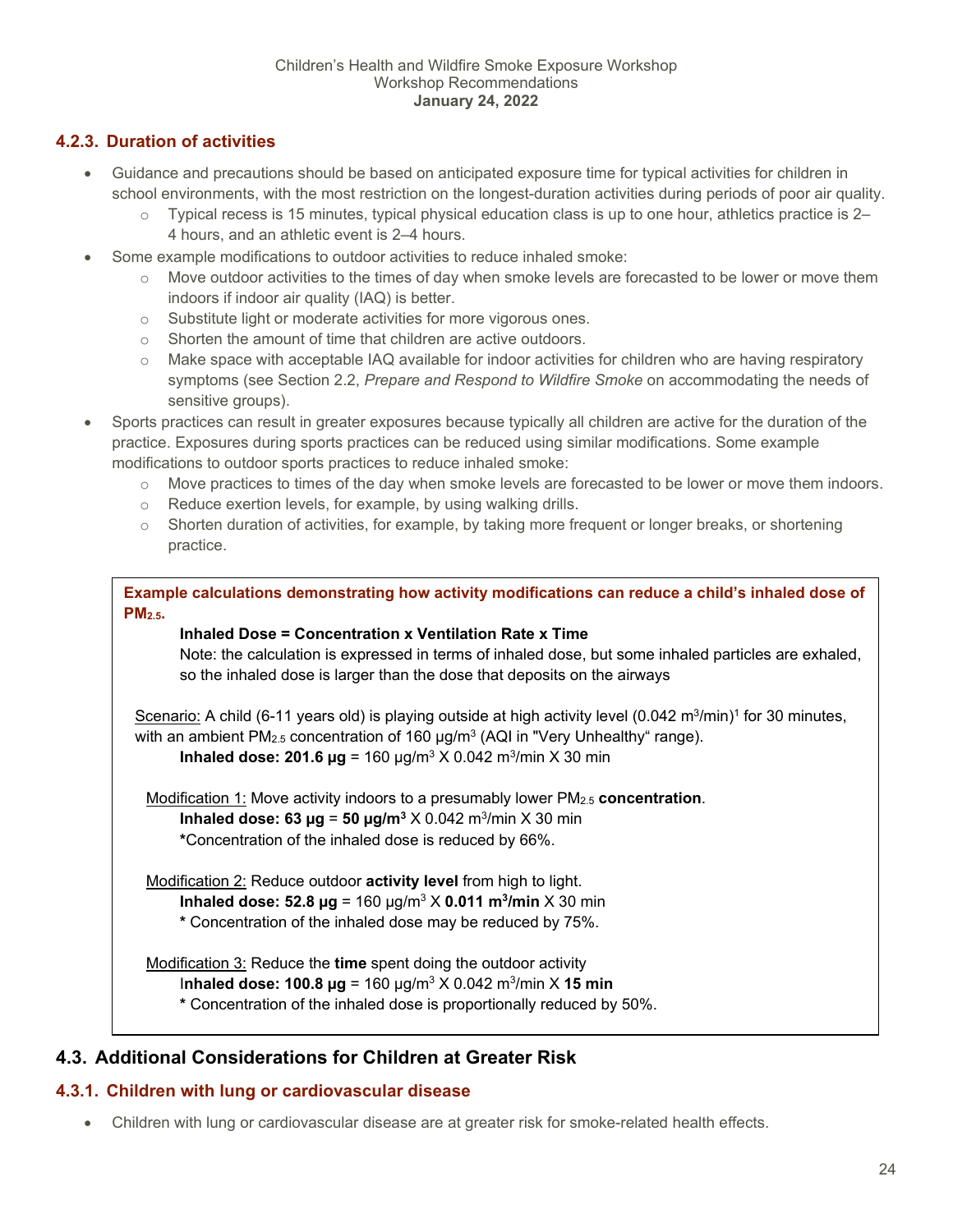### 4.2.3. Duration of activities

- Guidance and precautions should be based on anticipated exposure time for typical activities for children in school environments, with the most restriction on the longest-duration activities during periods of poor air quality.
  - Typical recess is 15 minutes, typical physical education class is up to one hour, athletics practice is 2–4 hours, and an athletic event is 2–4 hours.
- Some example modifications to outdoor activities to reduce inhaled smoke:
  - Move outdoor activities to the times of day when smoke levels are forecasted to be lower or move them indoors if indoor air quality (IAQ) is better.
  - Substitute light or moderate activities for more vigorous ones.
  - Shorten the amount of time that children are active outdoors.
  - Make space with acceptable IAQ available for indoor activities for children who are having respiratory symptoms (see Section 2.2, *Prepare and Respond to Wildfire Smoke* on accommodating the needs of sensitive groups).
- Sports practices can result in greater exposures because typically all children are active for the duration of the practice. Exposures during sports practices can be reduced using similar modifications. Some example modifications to outdoor sports practices to reduce inhaled smoke:
  - Move practices to times of the day when smoke levels are forecasted to be lower or move them indoors.
  - Reduce exertion levels, for example, by using walking drills.
  - Shorten duration of activities, for example, by taking more frequent or longer breaks, or shortening practice.

**Example calculations demonstrating how activity modifications can reduce a child's inhaled dose of $PM_{2.5}$.**

**Inhaled Dose = Concentration x Ventilation Rate x Time**

Note: the calculation is expressed in terms of inhaled dose, but some inhaled particles are exhaled, so the inhaled dose is larger than the dose that deposits on the airways

Scenario: A child (6-11 years old) is playing outside at high activity level (0.042 $m^3$/min)[1] for 30 minutes, with an ambient $PM_{2.5}$ concentration of 160 µg/$m^3$ (AQI in "Very Unhealthy" range).

**Inhaled dose: 201.6 µg** = 160 µg/$m^3$ X 0.042 $m^3$/min X 30 min

Modification 1: Move activity indoors to a presumably lower $PM_{2.5}$ **concentration**.

**Inhaled dose: 63 µg** = **50 µg/$m^3$** X 0.042 $m^3$/min X 30 min

***Concentration of the inhaled dose is reduced by 66%.**

Modification 2: Reduce outdoor **activity level** from high to light.

**Inhaled dose: 52.8 µg** = 160 µg/$m^3$ X **0.011 $m^3$/min** X 30 min

**\*** Concentration of the inhaled dose may be reduced by 75%.

Modification 3: Reduce the **time** spent doing the outdoor activity

**Inhaled dose: 100.8 µg** = 160 µg/$m^3$ X 0.042 $m^3$/min X **15 min**

**\*** Concentration of the inhaled dose is proportionally reduced by 50%.

## 4.3. Additional Considerations for Children at Greater Risk

### 4.3.1. Children with lung or cardiovascular disease

- Children with lung or cardiovascular disease are at greater risk for smoke-related health effects.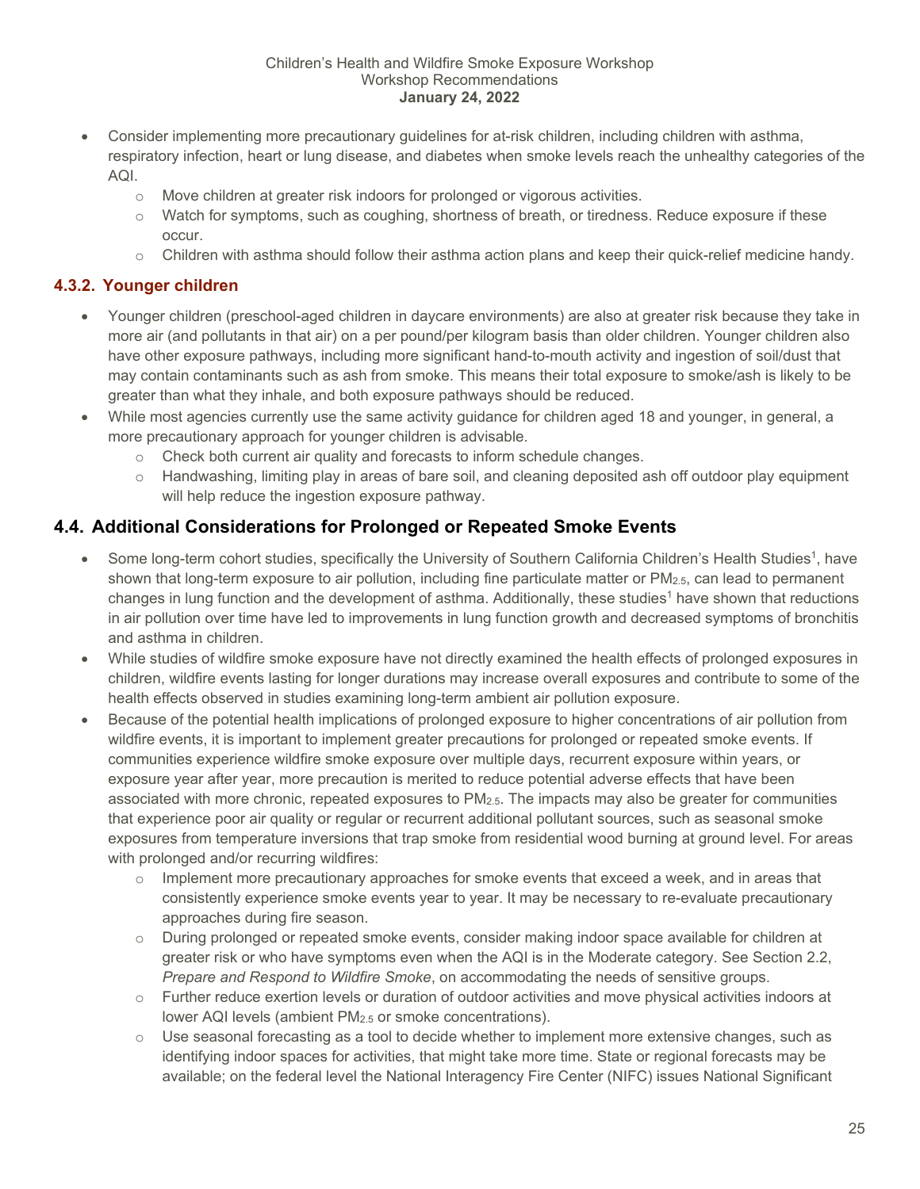- Consider implementing more precautionary guidelines for at-risk children, including children with asthma, respiratory infection, heart or lung disease, and diabetes when smoke levels reach the unhealthy categories of the AQI.
    - Move children at greater risk indoors for prolonged or vigorous activities.
    - Watch for symptoms, such as coughing, shortness of breath, or tiredness. Reduce exposure if these occur.
    - Children with asthma should follow their asthma action plans and keep their quick-relief medicine handy.

### 4.3.2. Younger children

- Younger children (preschool-aged children in daycare environments) are also at greater risk because they take in more air (and pollutants in that air) on a per pound/per kilogram basis than older children. Younger children also have other exposure pathways, including more significant hand-to-mouth activity and ingestion of soil/dust that may contain contaminants such as ash from smoke. This means their total exposure to smoke/ash is likely to be greater than what they inhale, and both exposure pathways should be reduced.
- While most agencies currently use the same activity guidance for children aged 18 and younger, in general, a more precautionary approach for younger children is advisable.
    - Check both current air quality and forecasts to inform schedule changes.
    - Handwashing, limiting play in areas of bare soil, and cleaning deposited ash off outdoor play equipment will help reduce the ingestion exposure pathway.

## 4.4. Additional Considerations for Prolonged or Repeated Smoke Events

- Some long-term cohort studies, specifically the University of Southern California Children's Health Studies[1], have shown that long-term exposure to air pollution, including fine particulate matter or $PM_{2.5}$, can lead to permanent changes in lung function and the development of asthma. Additionally, these studies[1] have shown that reductions in air pollution over time have led to improvements in lung function growth and decreased symptoms of bronchitis and asthma in children.
- While studies of wildfire smoke exposure have not directly examined the health effects of prolonged exposures in children, wildfire events lasting for longer durations may increase overall exposures and contribute to some of the health effects observed in studies examining long-term ambient air pollution exposure.
- Because of the potential health implications of prolonged exposure to higher concentrations of air pollution from wildfire events, it is important to implement greater precautions for prolonged or repeated smoke events. If communities experience wildfire smoke exposure over multiple days, recurrent exposure within years, or exposure year after year, more precaution is merited to reduce potential adverse effects that have been associated with more chronic, repeated exposures to $PM_{2.5}$. The impacts may also be greater for communities that experience poor air quality or regular or recurrent additional pollutant sources, such as seasonal smoke exposures from temperature inversions that trap smoke from residential wood burning at ground level. For areas with prolonged and/or recurring wildfires:
    - Implement more precautionary approaches for smoke events that exceed a week, and in areas that consistently experience smoke events year to year. It may be necessary to re-evaluate precautionary approaches during fire season.
    - During prolonged or repeated smoke events, consider making indoor space available for children at greater risk or who have symptoms even when the AQI is in the Moderate category. See Section 2.2, *Prepare and Respond to Wildfire Smoke*, on accommodating the needs of sensitive groups.
    - Further reduce exertion levels or duration of outdoor activities and move physical activities indoors at lower AQI levels (ambient $PM_{2.5}$ or smoke concentrations).
    - Use seasonal forecasting as a tool to decide whether to implement more extensive changes, such as identifying indoor spaces for activities, that might take more time. State or regional forecasts may be available; on the federal level the National Interagency Fire Center (NIFC) issues National Significant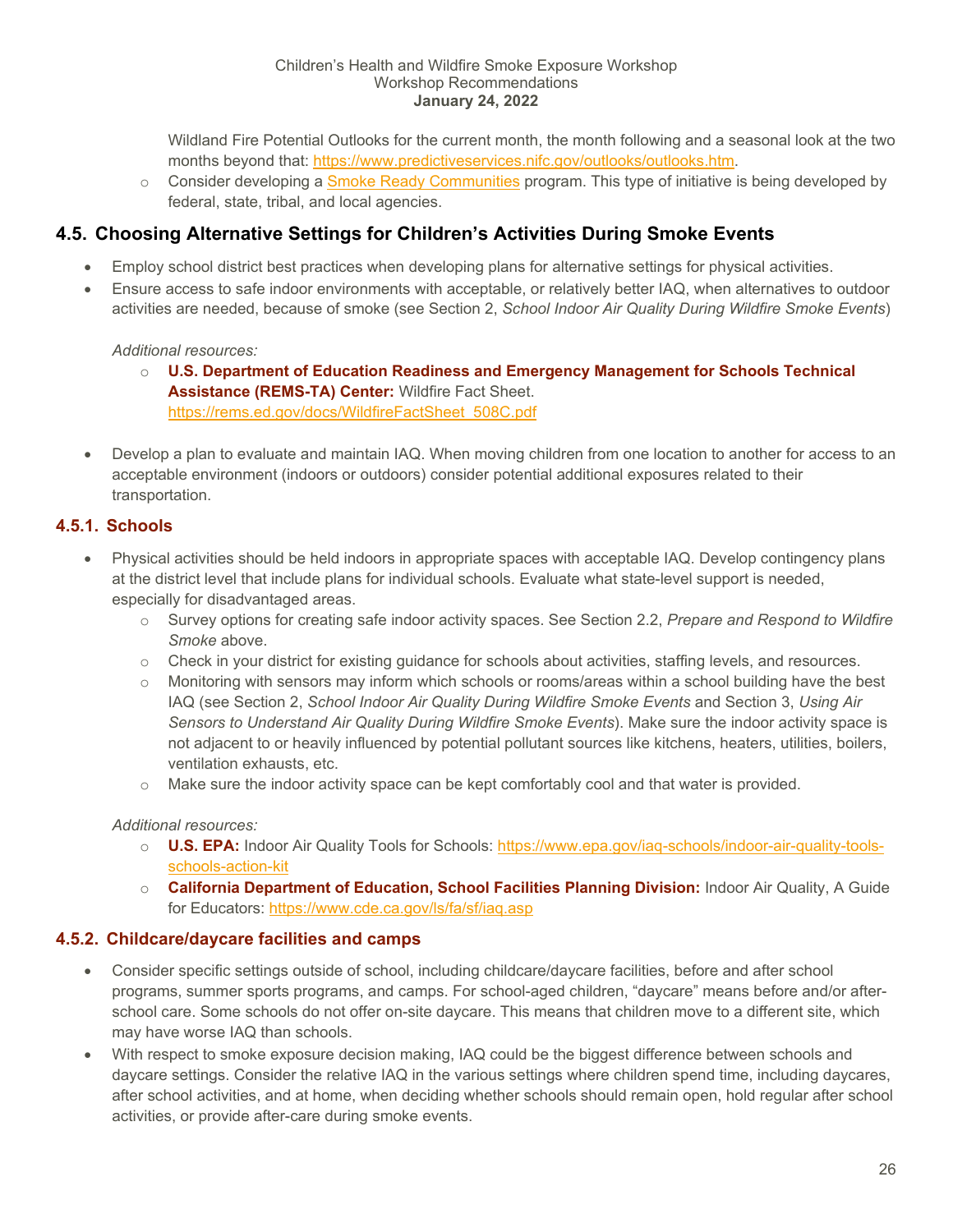Wildland Fire Potential Outlooks for the current month, the month following and a seasonal look at the two months beyond that: https://www.predictiveservices.nifc.gov/outlooks/outlooks.htm.

- Consider developing a Smoke Ready Communities program. This type of initiative is being developed by federal, state, tribal, and local agencies.

## 4.5. Choosing Alternative Settings for Children's Activities During Smoke Events

- Employ school district best practices when developing plans for alternative settings for physical activities.
- Ensure access to safe indoor environments with acceptable, or relatively better IAQ, when alternatives to outdoor activities are needed, because of smoke (see Section 2, *School Indoor Air Quality During Wildfire Smoke Events*)

*Additional resources:*

- **U.S. Department of Education Readiness and Emergency Management for Schools Technical Assistance (REMS-TA) Center:** Wildfire Fact Sheet. https://rems.ed.gov/docs/WildfireFactSheet_508C.pdf

- Develop a plan to evaluate and maintain IAQ. When moving children from one location to another for access to an acceptable environment (indoors or outdoors) consider potential additional exposures related to their transportation.

### 4.5.1. Schools

- Physical activities should be held indoors in appropriate spaces with acceptable IAQ. Develop contingency plans at the district level that include plans for individual schools. Evaluate what state-level support is needed, especially for disadvantaged areas.
  - Survey options for creating safe indoor activity spaces. See Section 2.2, *Prepare and Respond to Wildfire Smoke* above.
  - Check in your district for existing guidance for schools about activities, staffing levels, and resources.
  - Monitoring with sensors may inform which schools or rooms/areas within a school building have the best IAQ (see Section 2, *School Indoor Air Quality During Wildfire Smoke Events* and Section 3, *Using Air Sensors to Understand Air Quality During Wildfire Smoke Events*). Make sure the indoor activity space is not adjacent to or heavily influenced by potential pollutant sources like kitchens, heaters, utilities, boilers, ventilation exhausts, etc.
  - Make sure the indoor activity space can be kept comfortably cool and that water is provided.

*Additional resources:*

- **U.S. EPA:** Indoor Air Quality Tools for Schools: https://www.epa.gov/iaq-schools/indoor-air-quality-tools-schools-action-kit
- **California Department of Education, School Facilities Planning Division:** Indoor Air Quality, A Guide for Educators: https://www.cde.ca.gov/ls/fa/sf/iaq.asp

### 4.5.2. Childcare/daycare facilities and camps

- Consider specific settings outside of school, including childcare/daycare facilities, before and after school programs, summer sports programs, and camps. For school-aged children, "daycare" means before and/or after-school care. Some schools do not offer on-site daycare. This means that children move to a different site, which may have worse IAQ than schools.
- With respect to smoke exposure decision making, IAQ could be the biggest difference between schools and daycare settings. Consider the relative IAQ in the various settings where children spend time, including daycares, after school activities, and at home, when deciding whether schools should remain open, hold regular after school activities, or provide after-care during smoke events.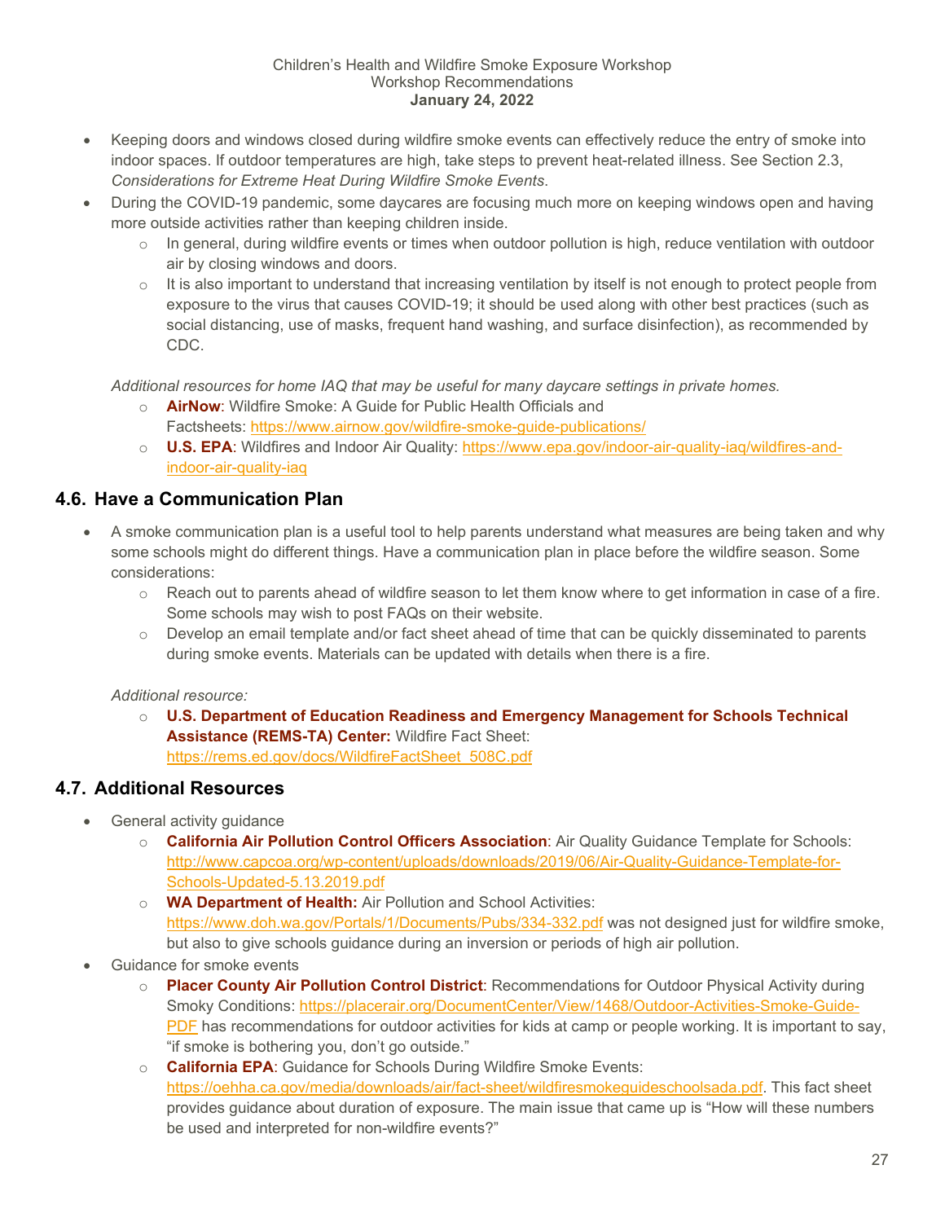- Keeping doors and windows closed during wildfire smoke events can effectively reduce the entry of smoke into indoor spaces. If outdoor temperatures are high, take steps to prevent heat-related illness. See Section 2.3, *Considerations for Extreme Heat During Wildfire Smoke Events*.
- During the COVID-19 pandemic, some daycares are focusing much more on keeping windows open and having more outside activities rather than keeping children inside.
    - In general, during wildfire events or times when outdoor pollution is high, reduce ventilation with outdoor air by closing windows and doors.
    - It is also important to understand that increasing ventilation by itself is not enough to protect people from exposure to the virus that causes COVID-19; it should be used along with other best practices (such as social distancing, use of masks, frequent hand washing, and surface disinfection), as recommended by CDC.

*Additional resources for home IAQ that may be useful for many daycare settings in private homes.*

- **AirNow**: Wildfire Smoke: A Guide for Public Health Officials and Factsheets: https://www.airnow.gov/wildfire-smoke-guide-publications/
- **U.S. EPA**: Wildfires and Indoor Air Quality: https://www.epa.gov/indoor-air-quality-iaq/wildfires-and-indoor-air-quality-iaq

## 4.6. Have a Communication Plan

- A smoke communication plan is a useful tool to help parents understand what measures are being taken and why some schools might do different things. Have a communication plan in place before the wildfire season. Some considerations:
    - Reach out to parents ahead of wildfire season to let them know where to get information in case of a fire. Some schools may wish to post FAQs on their website.
    - Develop an email template and/or fact sheet ahead of time that can be quickly disseminated to parents during smoke events. Materials can be updated with details when there is a fire.

*Additional resource:*

- **U.S. Department of Education Readiness and Emergency Management for Schools Technical Assistance (REMS-TA) Center:** Wildfire Fact Sheet: https://rems.ed.gov/docs/WildfireFactSheet_508C.pdf

## 4.7. Additional Resources

- General activity guidance
    - **California Air Pollution Control Officers Association**: Air Quality Guidance Template for Schools: http://www.capcoa.org/wp-content/uploads/downloads/2019/06/Air-Quality-Guidance-Template-for-Schools-Updated-5.13.2019.pdf
    - **WA Department of Health:** Air Pollution and School Activities: https://www.doh.wa.gov/Portals/1/Documents/Pubs/334-332.pdf was not designed just for wildfire smoke, but also to give schools guidance during an inversion or periods of high air pollution.
- Guidance for smoke events
    - **Placer County Air Pollution Control District**: Recommendations for Outdoor Physical Activity during Smoky Conditions: https://placerair.org/DocumentCenter/View/1468/Outdoor-Activities-Smoke-Guide-PDF has recommendations for outdoor activities for kids at camp or people working. It is important to say, "if smoke is bothering you, don't go outside."
    - **California EPA**: Guidance for Schools During Wildfire Smoke Events: https://oehha.ca.gov/media/downloads/air/fact-sheet/wildfiresmokeguideschoolsada.pdf. This fact sheet provides guidance about duration of exposure. The main issue that came up is "How will these numbers be used and interpreted for non-wildfire events?"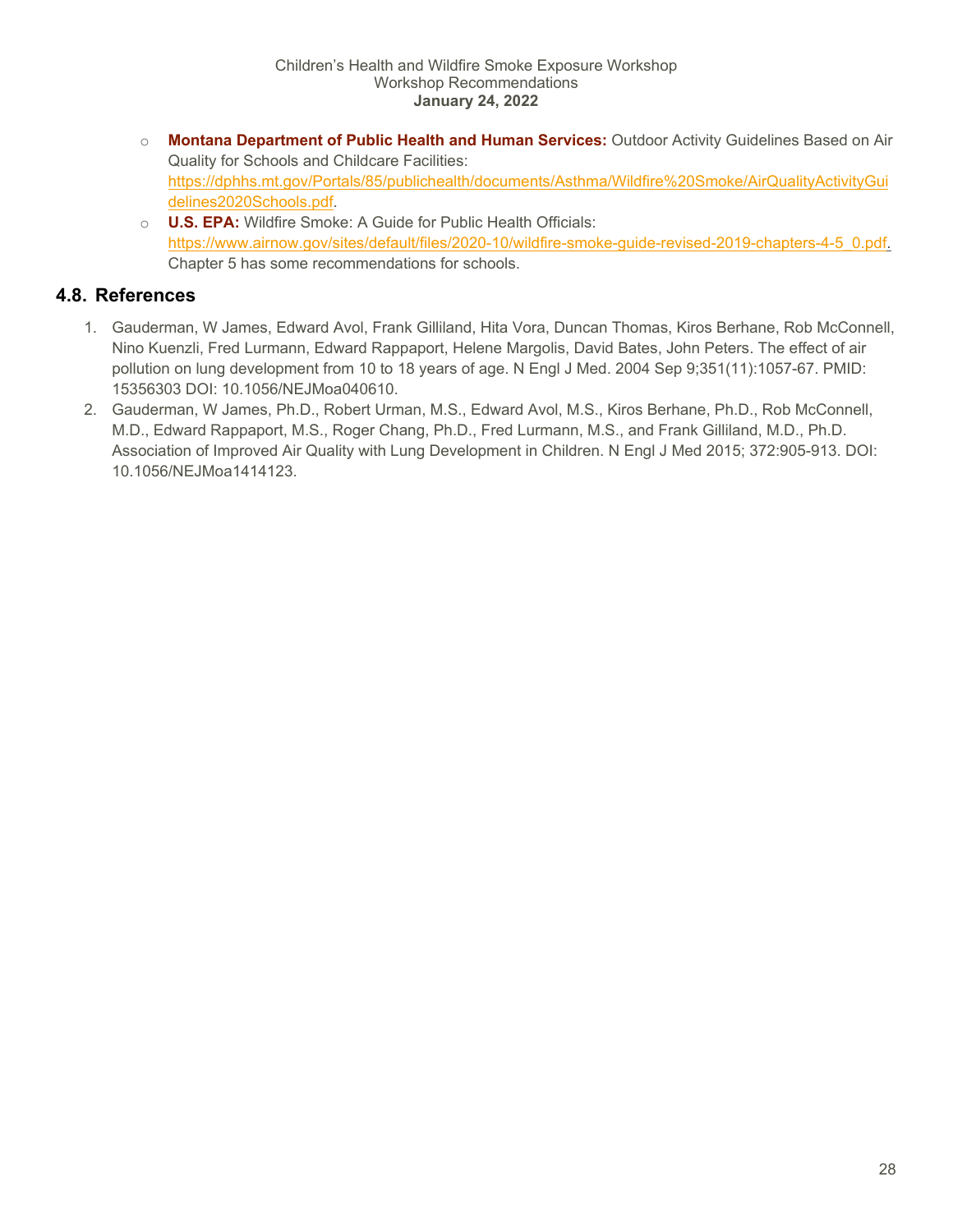- **Montana Department of Public Health and Human Services:** Outdoor Activity Guidelines Based on Air Quality for Schools and Childcare Facilities: https://dphhs.mt.gov/Portals/85/publichealth/documents/Asthma/Wildfire%20Smoke/AirQualityActivityGuidelines2020Schools.pdf.
- **U.S. EPA:** Wildfire Smoke: A Guide for Public Health Officials: https://www.airnow.gov/sites/default/files/2020-10/wildfire-smoke-guide-revised-2019-chapters-4-5_0.pdf. Chapter 5 has some recommendations for schools.

## 4.8. References

1. Gauderman, W James, Edward Avol, Frank Gilliland, Hita Vora, Duncan Thomas, Kiros Berhane, Rob McConnell, Nino Kuenzli, Fred Lurmann, Edward Rappaport, Helene Margolis, David Bates, John Peters. The effect of air pollution on lung development from 10 to 18 years of age. N Engl J Med. 2004 Sep 9;351(11):1057-67. PMID: 15356303 DOI: 10.1056/NEJMoa040610.
2. Gauderman, W James, Ph.D., Robert Urman, M.S., Edward Avol, M.S., Kiros Berhane, Ph.D., Rob McConnell, M.D., Edward Rappaport, M.S., Roger Chang, Ph.D., Fred Lurmann, M.S., and Frank Gilliland, M.D., Ph.D. Association of Improved Air Quality with Lung Development in Children. N Engl J Med 2015; 372:905-913. DOI: 10.1056/NEJMoa1414123.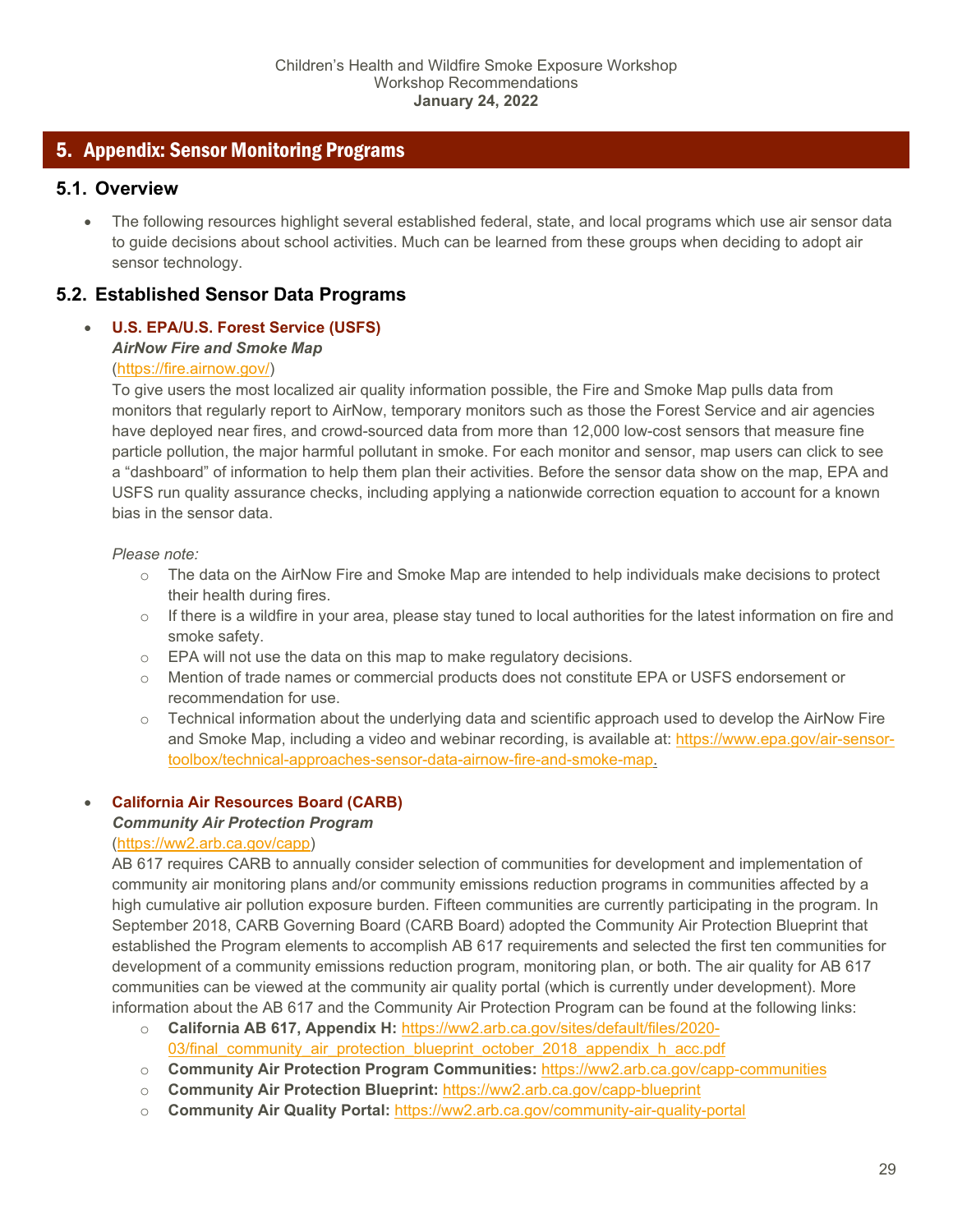## 5. Appendix: Sensor Monitoring Programs

### 5.1. Overview

- The following resources highlight several established federal, state, and local programs which use air sensor data to guide decisions about school activities. Much can be learned from these groups when deciding to adopt air sensor technology.

### 5.2. Established Sensor Data Programs

- **U.S. EPA/U.S. Forest Service (USFS)**
  ***AirNow Fire and Smoke Map***
  (https://fire.airnow.gov/)
  To give users the most localized air quality information possible, the Fire and Smoke Map pulls data from monitors that regularly report to AirNow, temporary monitors such as those the Forest Service and air agencies have deployed near fires, and crowd-sourced data from more than 12,000 low-cost sensors that measure fine particle pollution, the major harmful pollutant in smoke. For each monitor and sensor, map users can click to see a "dashboard" of information to help them plan their activities. Before the sensor data show on the map, EPA and USFS run quality assurance checks, including applying a nationwide correction equation to account for a known bias in the sensor data.

  *Please note:*
  - The data on the AirNow Fire and Smoke Map are intended to help individuals make decisions to protect their health during fires.
  - If there is a wildfire in your area, please stay tuned to local authorities for the latest information on fire and smoke safety.
  - EPA will not use the data on this map to make regulatory decisions.
  - Mention of trade names or commercial products does not constitute EPA or USFS endorsement or recommendation for use.
  - Technical information about the underlying data and scientific approach used to develop the AirNow Fire and Smoke Map, including a video and webinar recording, is available at: https://www.epa.gov/air-sensor-toolbox/technical-approaches-sensor-data-airnow-fire-and-smoke-map.

- **California Air Resources Board (CARB)**
  ***Community Air Protection Program***
  (https://ww2.arb.ca.gov/capp)
  AB 617 requires CARB to annually consider selection of communities for development and implementation of community air monitoring plans and/or community emissions reduction programs in communities affected by a high cumulative air pollution exposure burden. Fifteen communities are currently participating in the program. In September 2018, CARB Governing Board (CARB Board) adopted the Community Air Protection Blueprint that established the Program elements to accomplish AB 617 requirements and selected the first ten communities for development of a community emissions reduction program, monitoring plan, or both. The air quality for AB 617 communities can be viewed at the community air quality portal (which is currently under development). More information about the AB 617 and the Community Air Protection Program can be found at the following links:
  - **California AB 617, Appendix H:** https://ww2.arb.ca.gov/sites/default/files/2020-03/final_community_air_protection_blueprint_october_2018_appendix_h_acc.pdf
  - **Community Air Protection Program Communities:** https://ww2.arb.ca.gov/capp-communities
  - **Community Air Protection Blueprint:** https://ww2.arb.ca.gov/capp-blueprint
  - **Community Air Quality Portal:** https://ww2.arb.ca.gov/community-air-quality-portal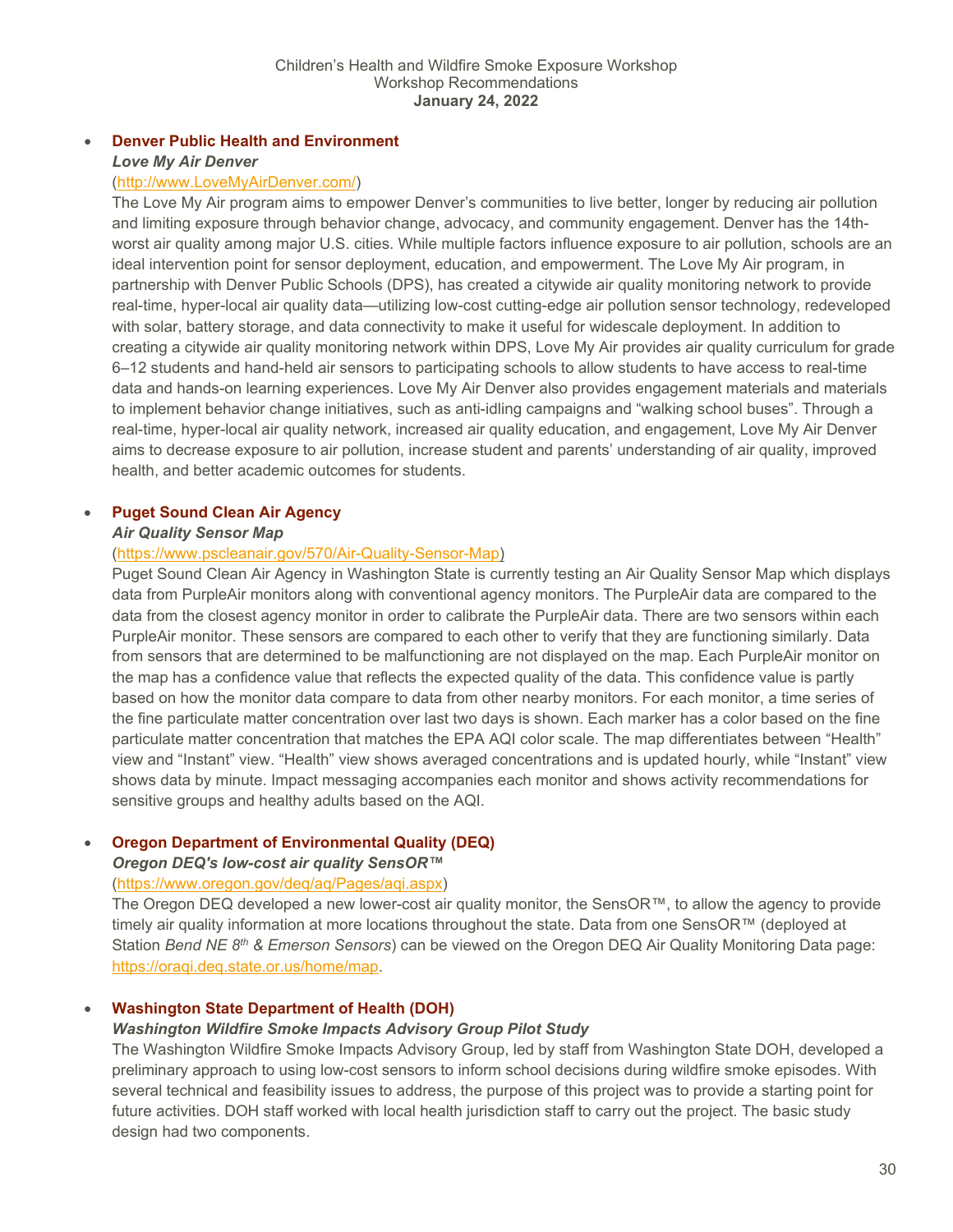- **Denver Public Health and Environment**
  ***Love My Air Denver***
  ([http://www.LoveMyAirDenver.com/](http://www.LoveMyAirDenver.com/))
  The Love My Air program aims to empower Denver's communities to live better, longer by reducing air pollution and limiting exposure through behavior change, advocacy, and community engagement. Denver has the 14th-worst air quality among major U.S. cities. While multiple factors influence exposure to air pollution, schools are an ideal intervention point for sensor deployment, education, and empowerment. The Love My Air program, in partnership with Denver Public Schools (DPS), has created a citywide air quality monitoring network to provide real-time, hyper-local air quality data—utilizing low-cost cutting-edge air pollution sensor technology, redeveloped with solar, battery storage, and data connectivity to make it useful for widescale deployment. In addition to creating a citywide air quality monitoring network within DPS, Love My Air provides air quality curriculum for grade 6–12 students and hand-held air sensors to participating schools to allow students to have access to real-time data and hands-on learning experiences. Love My Air Denver also provides engagement materials and materials to implement behavior change initiatives, such as anti-idling campaigns and "walking school buses". Through a real-time, hyper-local air quality network, increased air quality education, and engagement, Love My Air Denver aims to decrease exposure to air pollution, increase student and parents' understanding of air quality, improved health, and better academic outcomes for students.

- **Puget Sound Clean Air Agency**
  ***Air Quality Sensor Map***
  ([https://www.pscleanair.gov/570/Air-Quality-Sensor-Map](https://www.pscleanair.gov/570/Air-Quality-Sensor-Map))
  Puget Sound Clean Air Agency in Washington State is currently testing an Air Quality Sensor Map which displays data from PurpleAir monitors along with conventional agency monitors. The PurpleAir data are compared to the data from the closest agency monitor in order to calibrate the PurpleAir data. There are two sensors within each PurpleAir monitor. These sensors are compared to each other to verify that they are functioning similarly. Data from sensors that are determined to be malfunctioning are not displayed on the map. Each PurpleAir monitor on the map has a confidence value that reflects the expected quality of the data. This confidence value is partly based on how the monitor data compare to data from other nearby monitors. For each monitor, a time series of the fine particulate matter concentration over last two days is shown. Each marker has a color based on the fine particulate matter concentration that matches the EPA AQI color scale. The map differentiates between "Health" view and "Instant" view. "Health" view shows averaged concentrations and is updated hourly, while "Instant" view shows data by minute. Impact messaging accompanies each monitor and shows activity recommendations for sensitive groups and healthy adults based on the AQI.

- **Oregon Department of Environmental Quality (DEQ)**
  ***Oregon DEQ's low-cost air quality SensOR™***
  ([https://www.oregon.gov/deq/aq/Pages/aqi.aspx](https://www.oregon.gov/deq/aq/Pages/aqi.aspx))
  The Oregon DEQ developed a new lower-cost air quality monitor, the SensOR™, to allow the agency to provide timely air quality information at more locations throughout the state. Data from one SensOR™ (deployed at Station *Bend NE 8th & Emerson Sensors*) can be viewed on the Oregon DEQ Air Quality Monitoring Data page: [https://oraqi.deq.state.or.us/home/map](https://oraqi.deq.state.or.us/home/map).

- **Washington State Department of Health (DOH)**
  ***Washington Wildfire Smoke Impacts Advisory Group Pilot Study***
  The Washington Wildfire Smoke Impacts Advisory Group, led by staff from Washington State DOH, developed a preliminary approach to using low-cost sensors to inform school decisions during wildfire smoke episodes. With several technical and feasibility issues to address, the purpose of this project was to provide a starting point for future activities. DOH staff worked with local health jurisdiction staff to carry out the project. The basic study design had two components.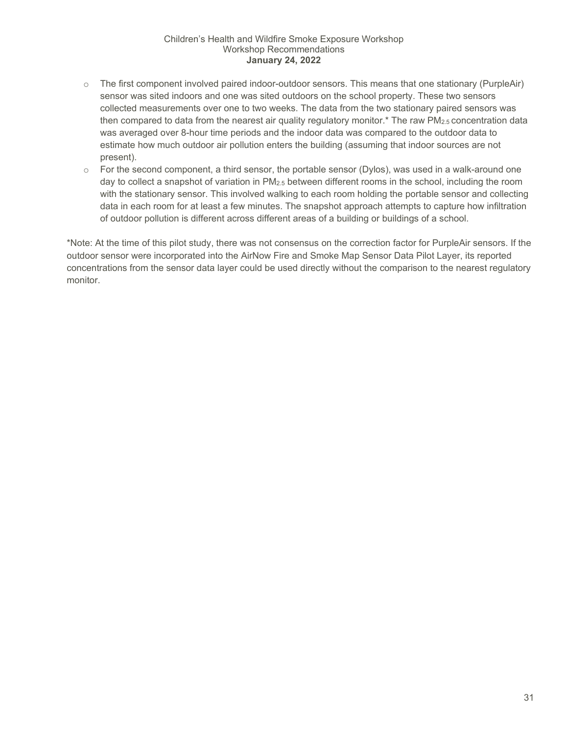- The first component involved paired indoor-outdoor sensors. This means that one stationary (PurpleAir) sensor was sited indoors and one was sited outdoors on the school property. These two sensors collected measurements over one to two weeks. The data from the two stationary paired sensors was then compared to data from the nearest air quality regulatory monitor.* The raw $PM_{2.5}$ concentration data was averaged over 8-hour time periods and the indoor data was compared to the outdoor data to estimate how much outdoor air pollution enters the building (assuming that indoor sources are not present).
- For the second component, a third sensor, the portable sensor (Dylos), was used in a walk-around one day to collect a snapshot of variation in $PM_{2.5}$ between different rooms in the school, including the room with the stationary sensor. This involved walking to each room holding the portable sensor and collecting data in each room for at least a few minutes. The snapshot approach attempts to capture how infiltration of outdoor pollution is different across different areas of a building or buildings of a school.

*Note: At the time of this pilot study, there was not consensus on the correction factor for PurpleAir sensors. If the outdoor sensor were incorporated into the AirNow Fire and Smoke Map Sensor Data Pilot Layer, its reported concentrations from the sensor data layer could be used directly without the comparison to the nearest regulatory monitor.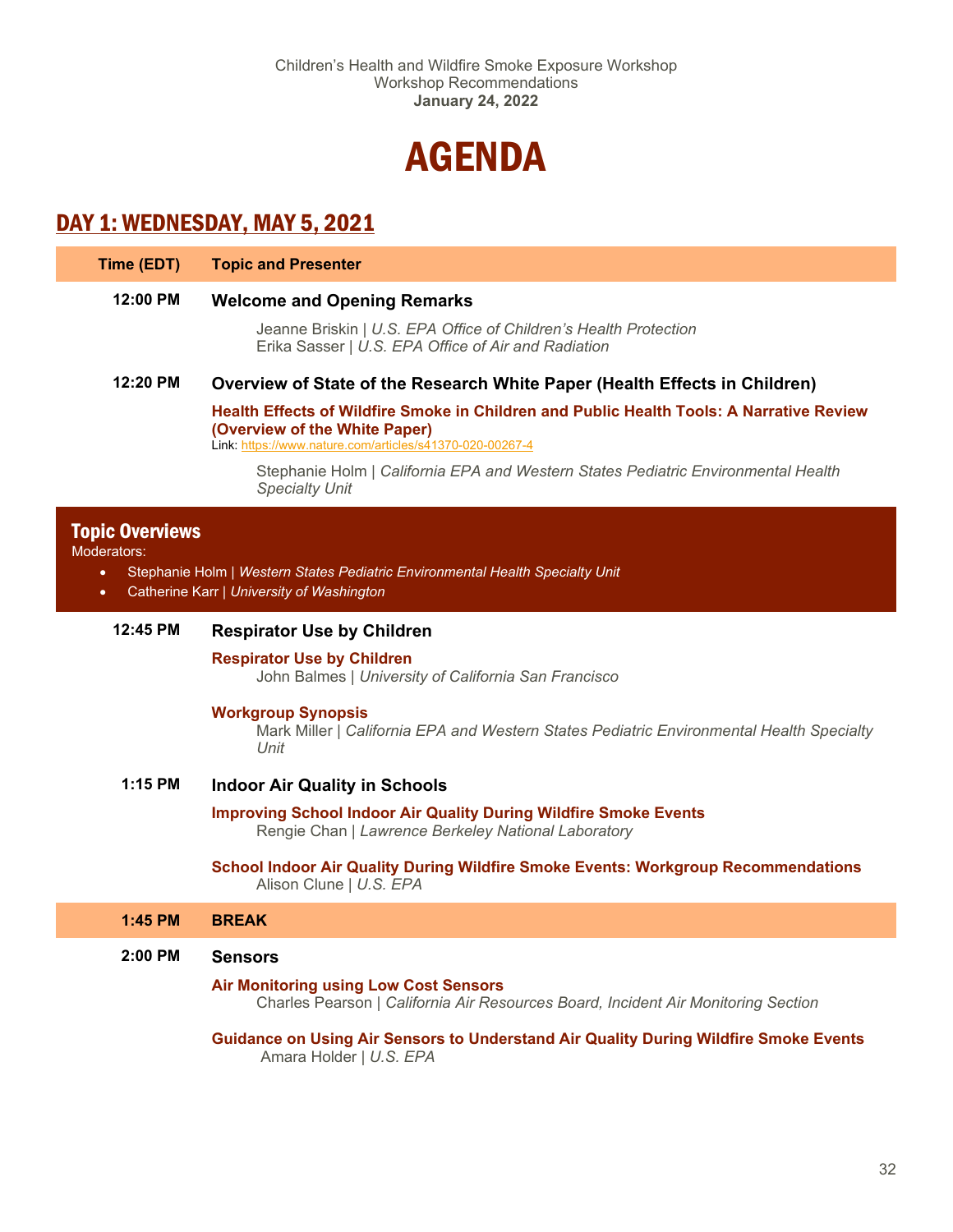# AGENDA

## DAY 1: WEDNESDAY, MAY 5, 2021

| Time (EDT) | Topic and Presenter |
|---|---|
| 12:00 PM | **Welcome and Opening Remarks**<br>Jeanne Briskin \| *U.S. EPA Office of Children's Health Protection*<br>Erika Sasser \| *U.S. EPA Office of Air and Radiation* |
| 12:20 PM | **Overview of State of the Research White Paper (Health Effects in Children)**<br>**Health Effects of Wildfire Smoke in Children and Public Health Tools: A Narrative Review (Overview of the White Paper)**<br>Link: https://www.nature.com/articles/s41370-020-00267-4<br>Stephanie Holm \| *California EPA and Western States Pediatric Environmental Health Specialty Unit* |

### Topic Overviews

Moderators:

- Stephanie Holm | *Western States Pediatric Environmental Health Specialty Unit*
- Catherine Karr | *University of Washington*

| Time (EDT) | Topic and Presenter |
|---|---|
| 12:45 PM | **Respirator Use by Children**<br>**Respirator Use by Children**<br>John Balmes \| *University of California San Francisco*<br>**Workgroup Synopsis**<br>Mark Miller \| *California EPA and Western States Pediatric Environmental Health Specialty Unit* |
| 1:15 PM | **Indoor Air Quality in Schools**<br>**Improving School Indoor Air Quality During Wildfire Smoke Events**<br>Rengie Chan \| *Lawrence Berkeley National Laboratory*<br>**School Indoor Air Quality During Wildfire Smoke Events: Workgroup Recommendations**<br>Alison Clune \| *U.S. EPA* |
| 1:45 PM | **BREAK** |
| 2:00 PM | **Sensors**<br>**Air Monitoring using Low Cost Sensors**<br>Charles Pearson \| *California Air Resources Board, Incident Air Monitoring Section*<br>**Guidance on Using Air Sensors to Understand Air Quality During Wildfire Smoke Events**<br>Amara Holder \| *U.S. EPA* |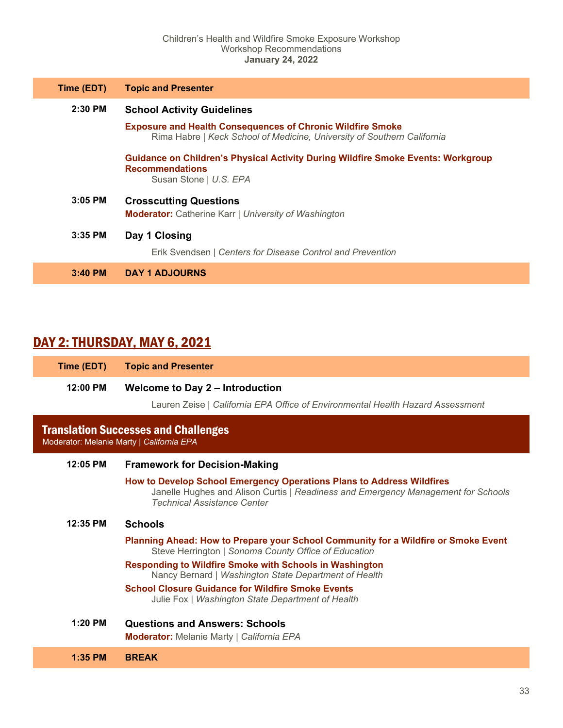Children's Health and Wildfire Smoke Exposure Workshop
Workshop Recommendations
**January 24, 2022**

| Time (EDT) | Topic and Presenter |
|---|---|
| 2:30 PM | **School Activity Guidelines**<br>**Exposure and Health Consequences of Chronic Wildfire Smoke**<br>Rima Habre \| *Keck School of Medicine, University of Southern California*<br>**Guidance on Children's Physical Activity During Wildfire Smoke Events: Workgroup Recommendations**<br>Susan Stone \| *U.S. EPA* |
| 3:05 PM | **Crosscutting Questions**<br>**Moderator:** Catherine Karr \| *University of Washington* |
| 3:35 PM | **Day 1 Closing**<br>Erik Svendsen \| *Centers for Disease Control and Prevention* |
| **3:40 PM** | **DAY 1 ADJOURNS** |

## DAY 2: THURSDAY, MAY 6, 2021

| Time (EDT) | Topic and Presenter |
|---|---|
| 12:00 PM | **Welcome to Day 2 – Introduction**<br>Lauren Zeise \| *California EPA Office of Environmental Health Hazard Assessment* |
| | **Translation Successes and Challenges**<br>Moderator: Melanie Marty \| *California EPA* |
| 12:05 PM | **Framework for Decision-Making**<br>**How to Develop School Emergency Operations Plans to Address Wildfires**<br>Janelle Hughes and Alison Curtis \| *Readiness and Emergency Management for Schools Technical Assistance Center* |
| 12:35 PM | **Schools**<br>**Planning Ahead: How to Prepare your School Community for a Wildfire or Smoke Event**<br>Steve Herrington \| *Sonoma County Office of Education*<br>**Responding to Wildfire Smoke with Schools in Washington**<br>Nancy Bernard \| *Washington State Department of Health*<br>**School Closure Guidance for Wildfire Smoke Events**<br>Julie Fox \| *Washington State Department of Health* |
| 1:20 PM | **Questions and Answers: Schools**<br>**Moderator:** Melanie Marty \| *California EPA* |
| **1:35 PM** | **BREAK** |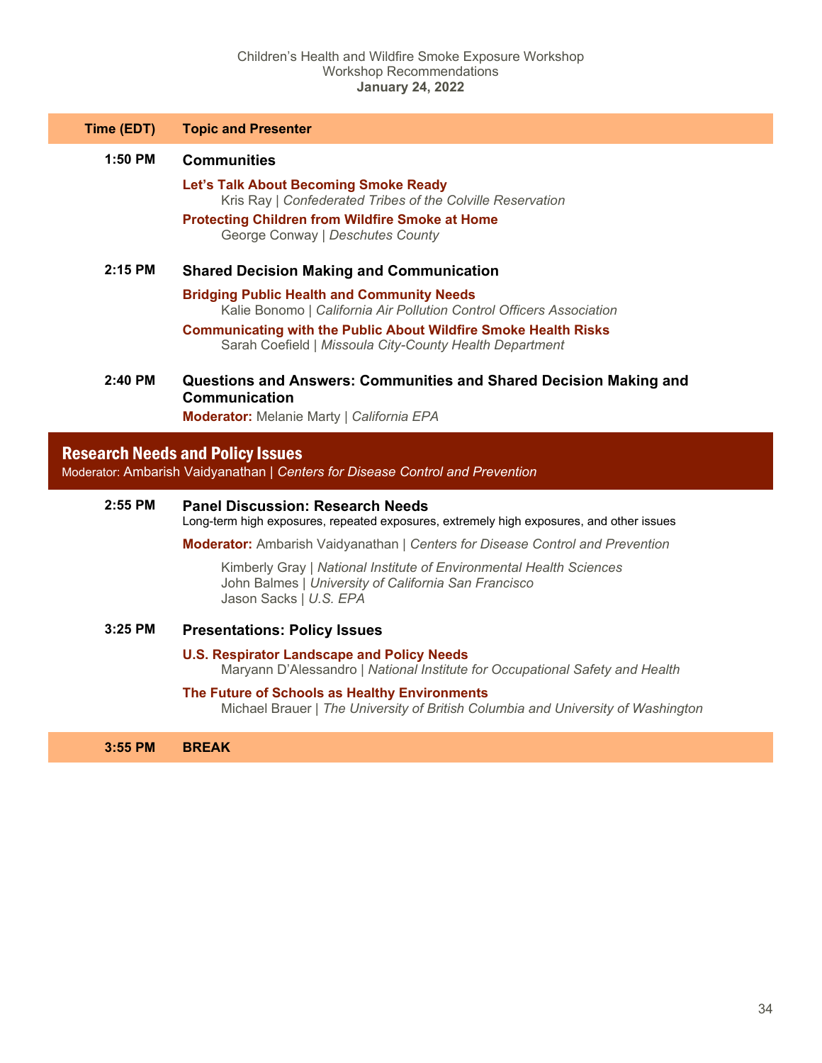Children's Health and Wildfire Smoke Exposure Workshop
Workshop Recommendations
**January 24, 2022**

| Time (EDT) | Topic and Presenter |
|---|---|
| 1:50 PM | **Communities**<br>**Let's Talk About Becoming Smoke Ready**<br>Kris Ray \| *Confederated Tribes of the Colville Reservation*<br>**Protecting Children from Wildfire Smoke at Home**<br>George Conway \| *Deschutes County* |
| 2:15 PM | **Shared Decision Making and Communication**<br>**Bridging Public Health and Community Needs**<br>Kalie Bonomo \| *California Air Pollution Control Officers Association*<br>**Communicating with the Public About Wildfire Smoke Health Risks**<br>Sarah Coefield \| *Missoula City-County Health Department* |
| 2:40 PM | **Questions and Answers: Communities and Shared Decision Making and Communication**<br>**Moderator:** Melanie Marty \| *California EPA* |

## Research Needs and Policy Issues

Moderator: Ambarish Vaidyanathan | *Centers for Disease Control and Prevention*

| Time (EDT) | Topic and Presenter |
|---|---|
| 2:55 PM | **Panel Discussion: Research Needs**<br>Long-term high exposures, repeated exposures, extremely high exposures, and other issues<br>**Moderator:** Ambarish Vaidyanathan \| *Centers for Disease Control and Prevention*<br>Kimberly Gray \| *National Institute of Environmental Health Sciences*<br>John Balmes \| *University of California San Francisco*<br>Jason Sacks \| *U.S. EPA* |
| 3:25 PM | **Presentations: Policy Issues**<br>**U.S. Respirator Landscape and Policy Needs**<br>Maryann D'Alessandro \| *National Institute for Occupational Safety and Health*<br>**The Future of Schools as Healthy Environments**<br>Michael Brauer \| *The University of British Columbia and University of Washington* |
| 3:55 PM | **BREAK** |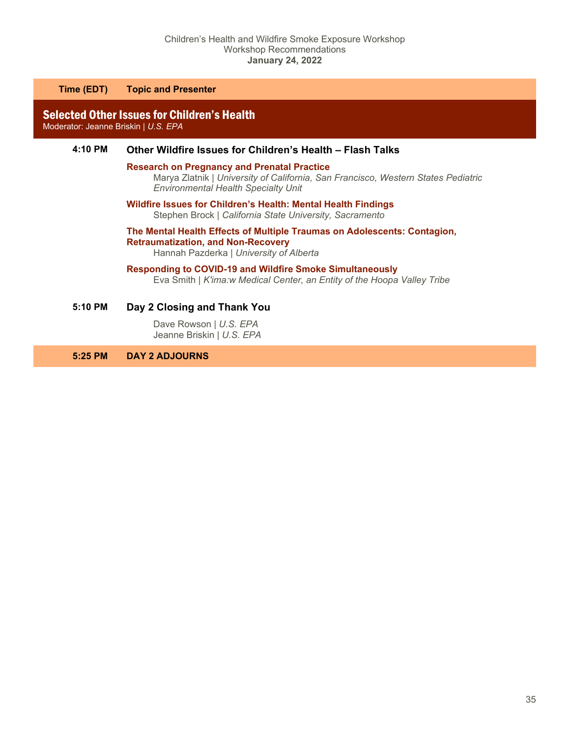Children's Health and Wildfire Smoke Exposure Workshop
Workshop Recommendations
**January 24, 2022**

| Time (EDT) | Topic and Presenter |
|---|---|

## Selected Other Issues for Children's Health

Moderator: Jeanne Briskin | *U.S. EPA*

**4:10 PM** **Other Wildfire Issues for Children's Health – Flash Talks**

**Research on Pregnancy and Prenatal Practice**
Marya Zlatnik | *University of California, San Francisco, Western States Pediatric Environmental Health Specialty Unit*

**Wildfire Issues for Children's Health: Mental Health Findings**
Stephen Brock | *California State University, Sacramento*

**The Mental Health Effects of Multiple Traumas on Adolescents: Contagion, Retraumatization, and Non-Recovery**
Hannah Pazderka | *University of Alberta*

**Responding to COVID-19 and Wildfire Smoke Simultaneously**
Eva Smith | *K'ima:w Medical Center, an Entity of the Hoopa Valley Tribe*

**5:10 PM** **Day 2 Closing and Thank You**

Dave Rowson | *U.S. EPA*
Jeanne Briskin | *U.S. EPA*

**5:25 PM** **DAY 2 ADJOURNS**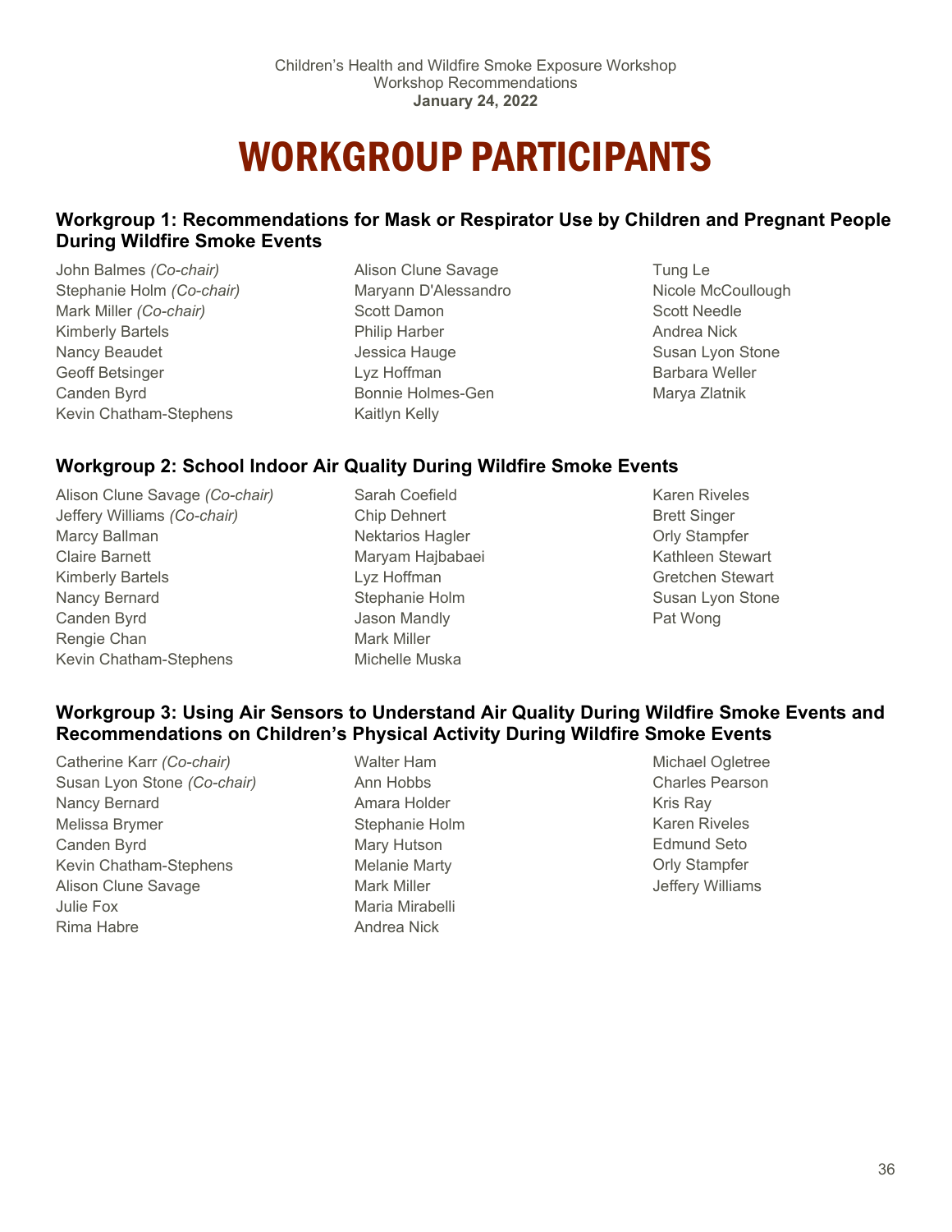# WORKGROUP PARTICIPANTS

### Workgroup 1: Recommendations for Mask or Respirator Use by Children and Pregnant People During Wildfire Smoke Events

John Balmes *(Co-chair)*
Stephanie Holm *(Co-chair)*
Mark Miller *(Co-chair)*
Kimberly Bartels
Nancy Beaudet
Geoff Betsinger
Canden Byrd
Kevin Chatham-Stephens
Alison Clune Savage
Maryann D'Alessandro
Scott Damon
Philip Harber
Jessica Hauge
Lyz Hoffman
Bonnie Holmes-Gen
Kaitlyn Kelly
Tung Le
Nicole McCoullough
Scott Needle
Andrea Nick
Susan Lyon Stone
Barbara Weller
Marya Zlatnik

### Workgroup 2: School Indoor Air Quality During Wildfire Smoke Events

Alison Clune Savage *(Co-chair)*
Jeffery Williams *(Co-chair)*
Marcy Ballman
Claire Barnett
Kimberly Bartels
Nancy Bernard
Canden Byrd
Rengie Chan
Kevin Chatham-Stephens
Sarah Coefield
Chip Dehnert
Nektarios Hagler
Maryam Hajbabaei
Lyz Hoffman
Stephanie Holm
Jason Mandly
Mark Miller
Michelle Muska
Karen Riveles
Brett Singer
Orly Stampfer
Kathleen Stewart
Gretchen Stewart
Susan Lyon Stone
Pat Wong

### Workgroup 3: Using Air Sensors to Understand Air Quality During Wildfire Smoke Events and Recommendations on Children's Physical Activity During Wildfire Smoke Events

Catherine Karr *(Co-chair)*
Susan Lyon Stone *(Co-chair)*
Nancy Bernard
Melissa Brymer
Canden Byrd
Kevin Chatham-Stephens
Alison Clune Savage
Julie Fox
Rima Habre
Walter Ham
Ann Hobbs
Amara Holder
Stephanie Holm
Mary Hutson
Melanie Marty
Mark Miller
Maria Mirabelli
Andrea Nick
Michael Ogletree
Charles Pearson
Kris Ray
Karen Riveles
Edmund Seto
Orly Stampfer
Jeffery Williams